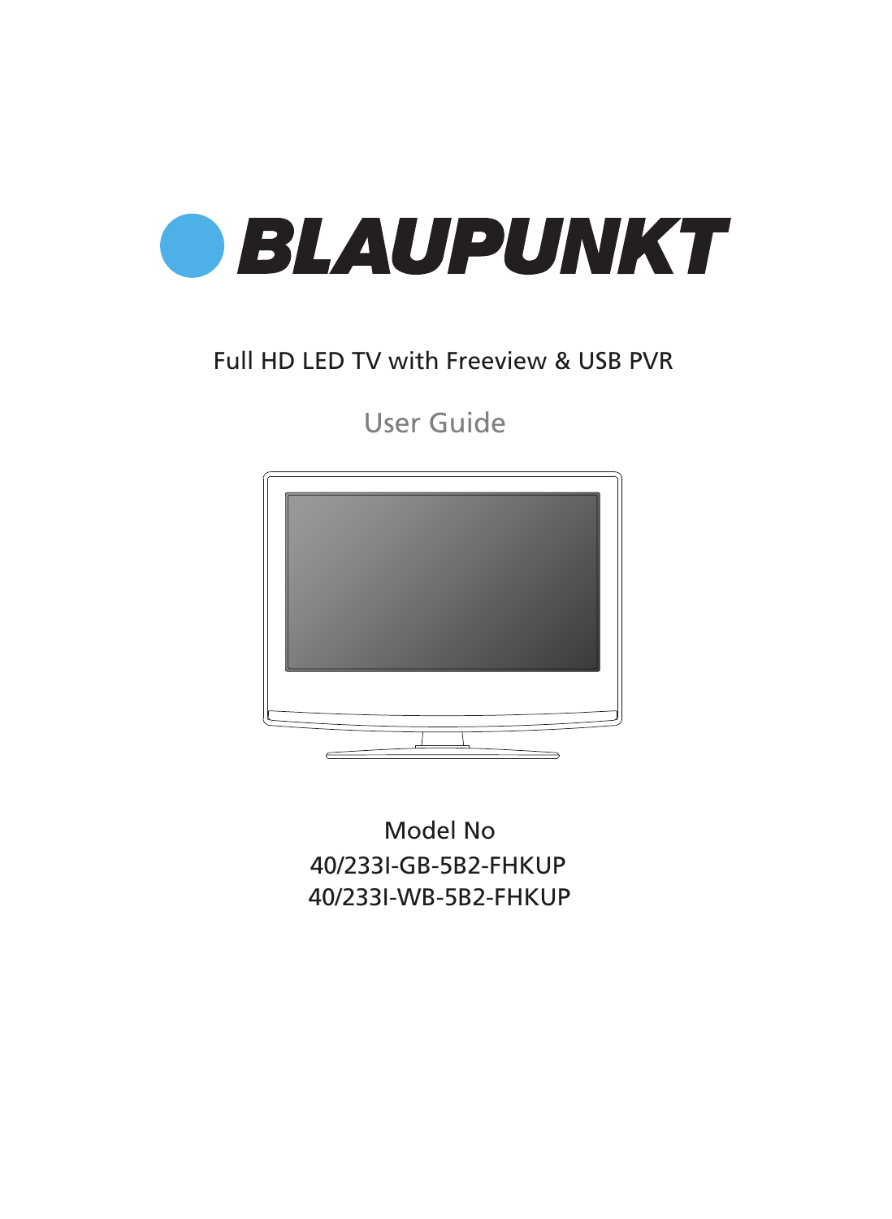# BLAUPUNKT

Full HD LED TV with Freeview & USB PVR

## User Guide

Model No

40/233I-GB-5B2-FHKUP

40/233I-WB-5B2-FHKUP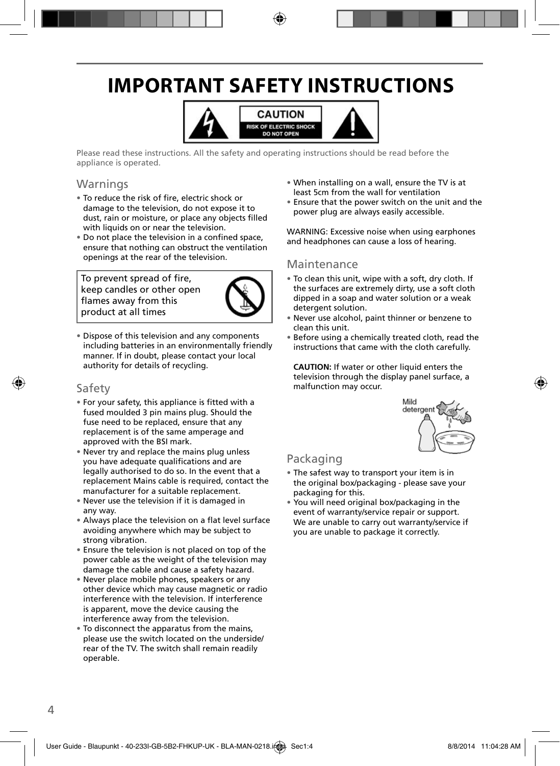# IMPORTANT SAFETY INSTRUCTIONS

CAUTION
RISK OF ELECTRIC SHOCK
DO NOT OPEN

Please read these instructions. All the safety and operating instructions should be read before the appliance is operated.

## Warnings

- To reduce the risk of fire, electric shock or damage to the television, do not expose it to dust, rain or moisture, or place any objects filled with liquids on or near the television.
- Do not place the television in a confined space, ensure that nothing can obstruct the ventilation openings at the rear of the television.

To prevent spread of fire, keep candles or other open flames away from this product at all times

- Dispose of this television and any components including batteries in an environmentally friendly manner. If in doubt, please contact your local authority for details of recycling.

## Safety

- For your safety, this appliance is fitted with a fused moulded 3 pin mains plug. Should the fuse need to be replaced, ensure that any replacement is of the same amperage and approved with the BSI mark.
- Never try and replace the mains plug unless you have adequate qualifications and are legally authorised to do so. In the event that a replacement Mains cable is required, contact the manufacturer for a suitable replacement.
- Never use the television if it is damaged in any way.
- Always place the television on a flat level surface avoiding anywhere which may be subject to strong vibration.
- Ensure the television is not placed on top of the power cable as the weight of the television may damage the cable and cause a safety hazard.
- Never place mobile phones, speakers or any other device which may cause magnetic or radio interference with the television. If interference is apparent, move the device causing the interference away from the television.
- To disconnect the apparatus from the mains, please use the switch located on the underside/ rear of the TV. The switch shall remain readily operable.
- When installing on a wall, ensure the TV is at least 5cm from the wall for ventilation
- Ensure that the power switch on the unit and the power plug are always easily accessible.

WARNING: Excessive noise when using earphones and headphones can cause a loss of hearing.

## Maintenance

- To clean this unit, wipe with a soft, dry cloth. If the surfaces are extremely dirty, use a soft cloth dipped in a soap and water solution or a weak detergent solution.
- Never use alcohol, paint thinner or benzene to clean this unit.
- Before using a chemically treated cloth, read the instructions that came with the cloth carefully.

**CAUTION:** If water or other liquid enters the television through the display panel surface, a malfunction may occur.

Mild detergent

## Packaging

- The safest way to transport your item is in the original box/packaging - please save your packaging for this.
- You will need original box/packaging in the event of warranty/service repair or support. We are unable to carry out warranty/service if you are unable to package it correctly.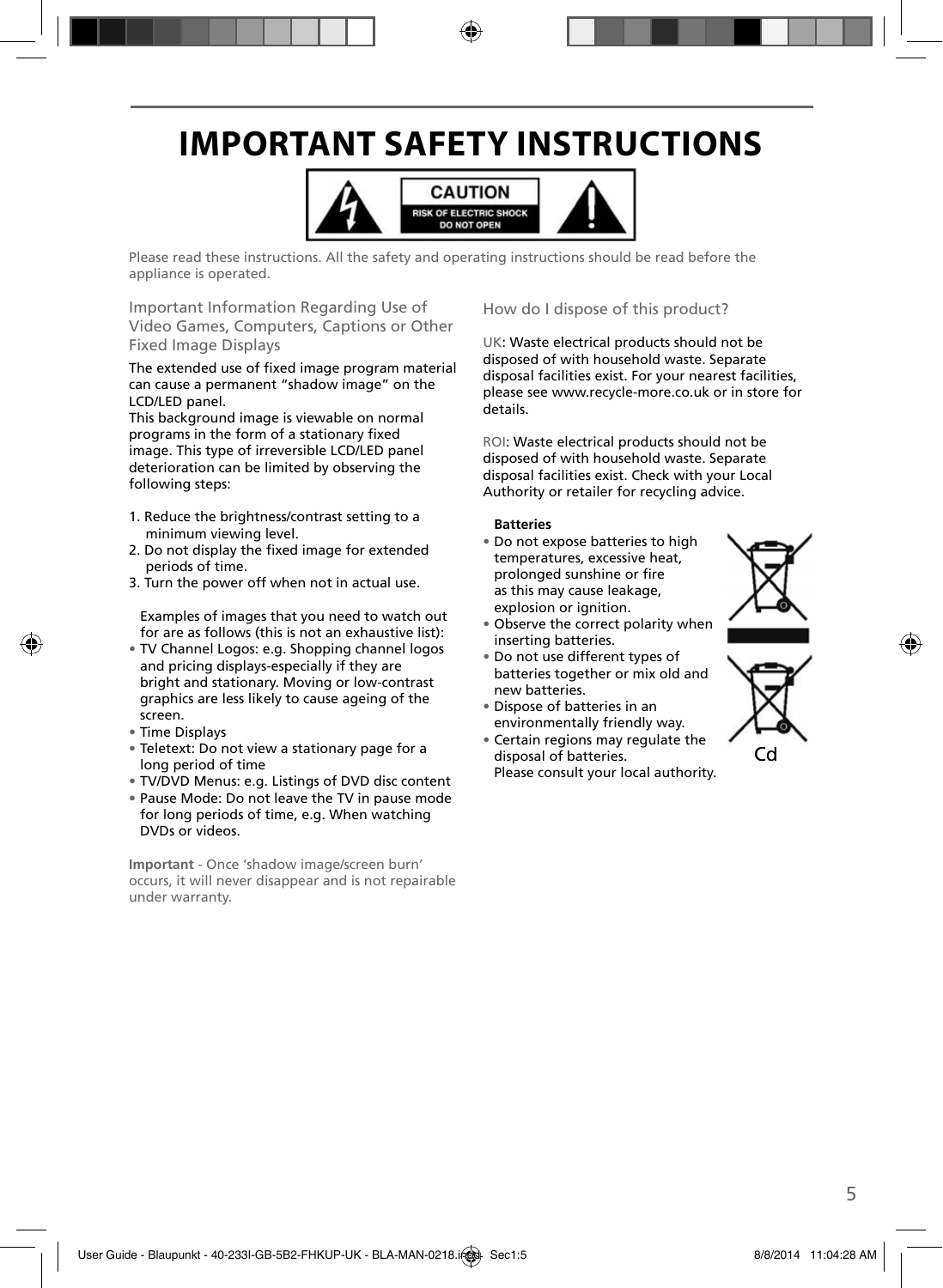# IMPORTANT SAFETY INSTRUCTIONS

CAUTION
RISK OF ELECTRIC SHOCK
DO NOT OPEN

Please read these instructions. All the safety and operating instructions should be read before the appliance is operated.

## Important Information Regarding Use of Video Games, Computers, Captions or Other Fixed Image Displays

The extended use of fixed image program material can cause a permanent "shadow image" on the LCD/LED panel.
This background image is viewable on normal programs in the form of a stationary fixed image. This type of irreversible LCD/LED panel deterioration can be limited by observing the following steps:

1. Reduce the brightness/contrast setting to a minimum viewing level.
2. Do not display the fixed image for extended periods of time.
3. Turn the power off when not in actual use.

Examples of images that you need to watch out for are as follows (this is not an exhaustive list):

- TV Channel Logos: e.g. Shopping channel logos and pricing displays-especially if they are bright and stationary. Moving or low-contrast graphics are less likely to cause ageing of the screen.
- Time Displays
- Teletext: Do not view a stationary page for a long period of time
- TV/DVD Menus: e.g. Listings of DVD disc content
- Pause Mode: Do not leave the TV in pause mode for long periods of time, e.g. When watching DVDs or videos.

**Important** - Once 'shadow image/screen burn' occurs, it will never disappear and is not repairable under warranty.

## How do I dispose of this product?

UK: Waste electrical products should not be disposed of with household waste. Separate disposal facilities exist. For your nearest facilities, please see www.recycle-more.co.uk or in store for details.

ROI: Waste electrical products should not be disposed of with household waste. Separate disposal facilities exist. Check with your Local Authority or retailer for recycling advice.

**Batteries**

- Do not expose batteries to high temperatures, excessive heat, prolonged sunshine or fire as this may cause leakage, explosion or ignition.
- Observe the correct polarity when inserting batteries.
- Do not use different types of batteries together or mix old and new batteries.
- Dispose of batteries in an environmentally friendly way.
- Certain regions may regulate the disposal of batteries. Please consult your local authority.

Cd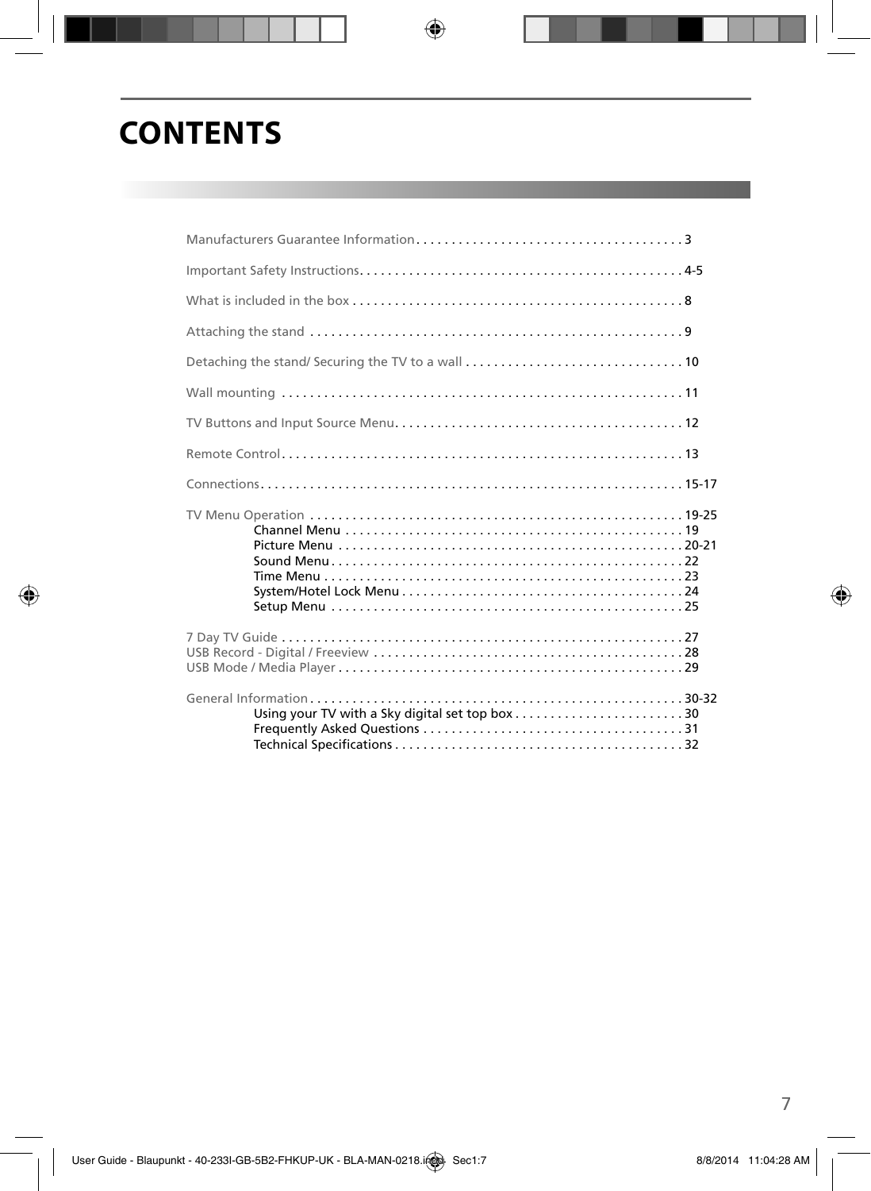# CONTENTS

Manufacturers Guarantee Information . . . . . . . . . . . . . . . . . . . . . . . . . . . . . . . . . . . . . . 3

Important Safety Instructions . . . . . . . . . . . . . . . . . . . . . . . . . . . . . . . . . . . . . . . . . . . . . . 4-5

What is included in the box . . . . . . . . . . . . . . . . . . . . . . . . . . . . . . . . . . . . . . . . . . . . . . . 8

Attaching the stand . . . . . . . . . . . . . . . . . . . . . . . . . . . . . . . . . . . . . . . . . . . . . . . . . . . . . 9

Detaching the stand/ Securing the TV to a wall . . . . . . . . . . . . . . . . . . . . . . . . . . . . . . . 10

Wall mounting . . . . . . . . . . . . . . . . . . . . . . . . . . . . . . . . . . . . . . . . . . . . . . . . . . . . . . . . . 11

TV Buttons and Input Source Menu . . . . . . . . . . . . . . . . . . . . . . . . . . . . . . . . . . . . . . . . . 12

Remote Control . . . . . . . . . . . . . . . . . . . . . . . . . . . . . . . . . . . . . . . . . . . . . . . . . . . . . . . . . 13

Connections . . . . . . . . . . . . . . . . . . . . . . . . . . . . . . . . . . . . . . . . . . . . . . . . . . . . . . . . . . . 15-17

TV Menu Operation . . . . . . . . . . . . . . . . . . . . . . . . . . . . . . . . . . . . . . . . . . . . . . . . . . . . . 19-25
- Channel Menu . . . . . . . . . . . . . . . . . . . . . . . . . . . . . . . . . . . . . . . . . . . . . . . . . 19
- Picture Menu . . . . . . . . . . . . . . . . . . . . . . . . . . . . . . . . . . . . . . . . . . . . . . . . . 20-21
- Sound Menu . . . . . . . . . . . . . . . . . . . . . . . . . . . . . . . . . . . . . . . . . . . . . . . . . . 22
- Time Menu . . . . . . . . . . . . . . . . . . . . . . . . . . . . . . . . . . . . . . . . . . . . . . . . . . . 23
- System/Hotel Lock Menu . . . . . . . . . . . . . . . . . . . . . . . . . . . . . . . . . . . . . . . . 24
- Setup Menu . . . . . . . . . . . . . . . . . . . . . . . . . . . . . . . . . . . . . . . . . . . . . . . . . . 25

7 Day TV Guide . . . . . . . . . . . . . . . . . . . . . . . . . . . . . . . . . . . . . . . . . . . . . . . . . . . . . . . . . 27
USB Record - Digital / Freeview . . . . . . . . . . . . . . . . . . . . . . . . . . . . . . . . . . . . . . . . . . . . 28
USB Mode / Media Player . . . . . . . . . . . . . . . . . . . . . . . . . . . . . . . . . . . . . . . . . . . . . . . . . 29

General Information . . . . . . . . . . . . . . . . . . . . . . . . . . . . . . . . . . . . . . . . . . . . . . . . . . . . . 30-32
- Using your TV with a Sky digital set top box . . . . . . . . . . . . . . . . . . . . . . . . 30
- Frequently Asked Questions . . . . . . . . . . . . . . . . . . . . . . . . . . . . . . . . . . . . . 31
- Technical Specifications . . . . . . . . . . . . . . . . . . . . . . . . . . . . . . . . . . . . . . . . . 32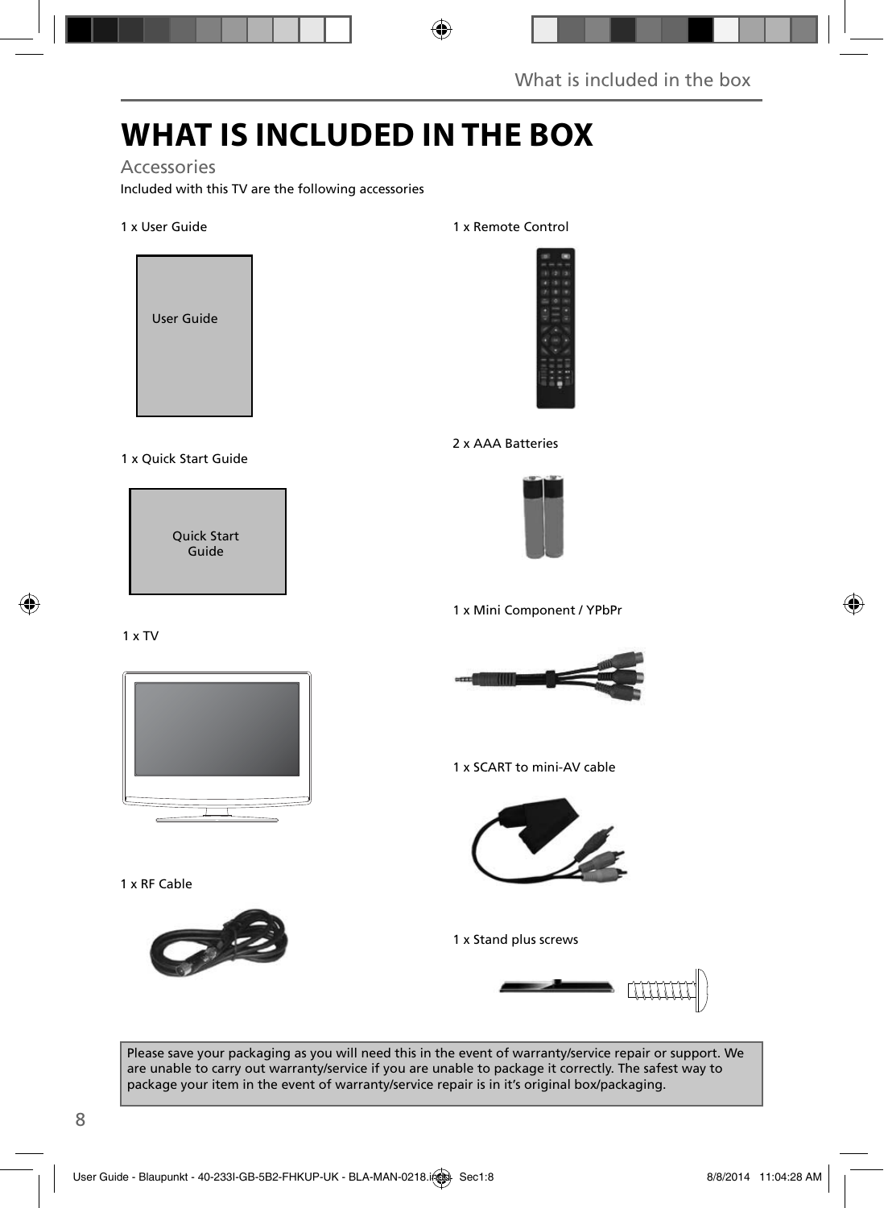# WHAT IS INCLUDED IN THE BOX

## Accessories

Included with this TV are the following accessories

1 x User Guide

User Guide

1 x Quick Start Guide

Quick Start Guide

1 x TV

1 x RF Cable

1 x Remote Control

2 x AAA Batteries

1 x Mini Component / YPbPr

1 x SCART to mini-AV cable

1 x Stand plus screws

Please save your packaging as you will need this in the event of warranty/service repair or support. We are unable to carry out warranty/service if you are unable to package it correctly. The safest way to package your item in the event of warranty/service repair is in it's original box/packaging.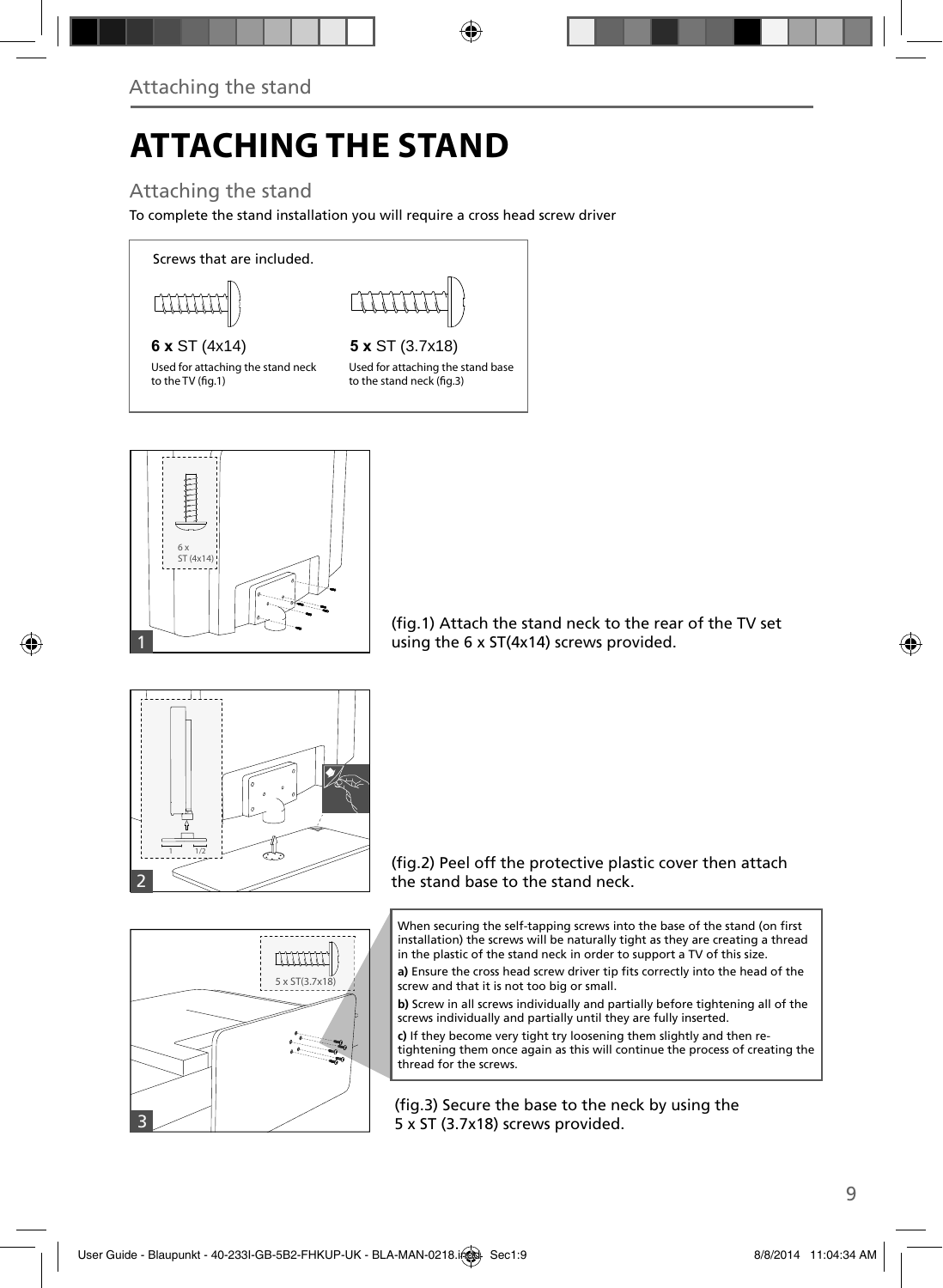# ATTACHING THE STAND

## Attaching the stand

To complete the stand installation you will require a cross head screw driver

Screws that are included.

**6 x** ST (4x14)
Used for attaching the stand neck to the TV (fig.1)

**5 x** ST (3.7x18)
Used for attaching the stand base to the stand neck (fig.3)

(fig.1) Attach the stand neck to the rear of the TV set using the 6 x ST(4x14) screws provided.

(fig.2) Peel off the protective plastic cover then attach the stand base to the stand neck.

When securing the self-tapping screws into the base of the stand (on first installation) the screws will be naturally tight as they are creating a thread in the plastic of the stand neck in order to support a TV of this size.

**a)** Ensure the cross head screw driver tip fits correctly into the head of the screw and that it is not too big or small.

**b)** Screw in all screws individually and partially before tightening all of the screws individually and partially until they are fully inserted.

**c)** If they become very tight try loosening them slightly and then re-tightening them once again as this will continue the process of creating the thread for the screws.

(fig.3) Secure the base to the neck by using the 5 x ST (3.7x18) screws provided.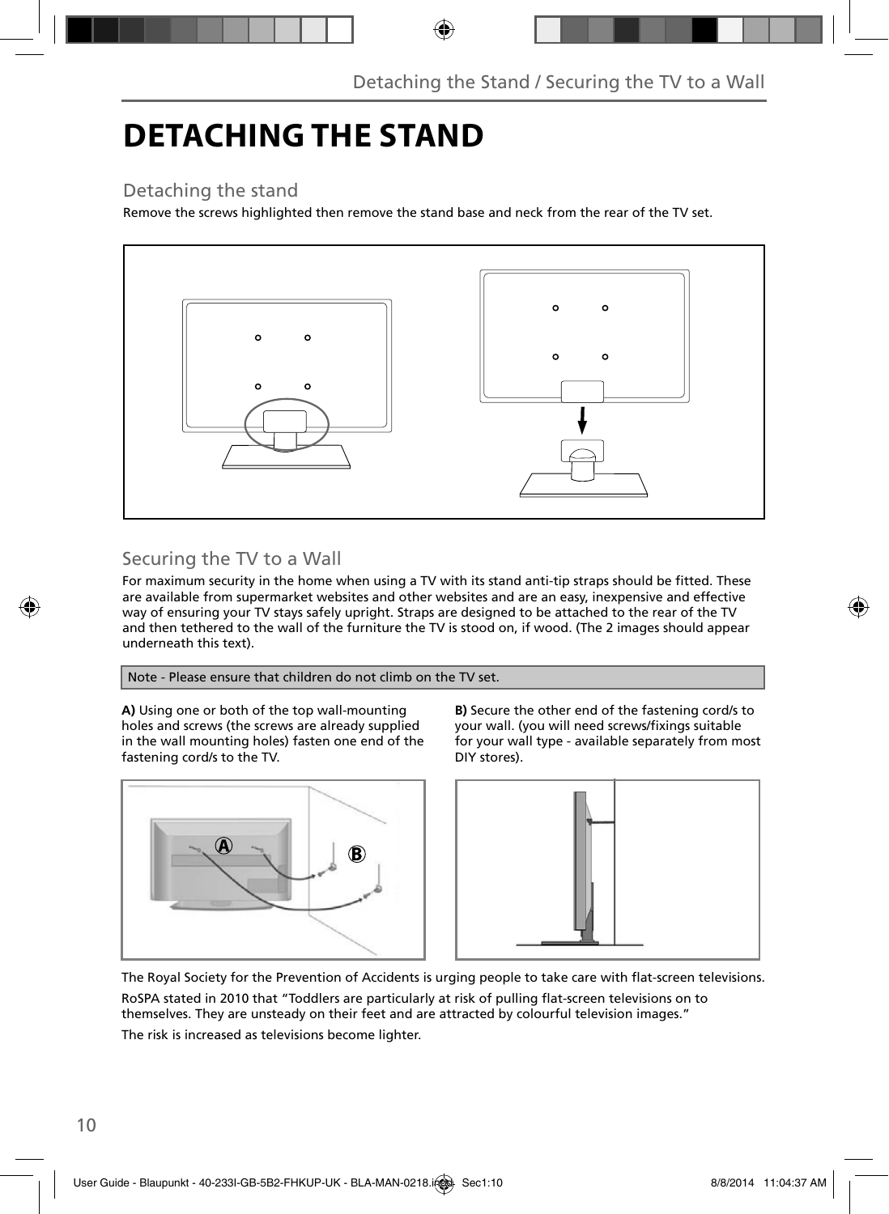# DETACHING THE STAND

## Detaching the stand

Remove the screws highlighted then remove the stand base and neck from the rear of the TV set.

## Securing the TV to a Wall

For maximum security in the home when using a TV with its stand anti-tip straps should be fitted. These are available from supermarket websites and other websites and are an easy, inexpensive and effective way of ensuring your TV stays safely upright. Straps are designed to be attached to the rear of the TV and then tethered to the wall of the furniture the TV is stood on, if wood. (The 2 images should appear underneath this text).

Note - Please ensure that children do not climb on the TV set.

**A)** Using one or both of the top wall-mounting holes and screws (the screws are already supplied in the wall mounting holes) fasten one end of the fastening cord/s to the TV.

**B)** Secure the other end of the fastening cord/s to your wall. (you will need screws/fixings suitable for your wall type - available separately from most DIY stores).

The Royal Society for the Prevention of Accidents is urging people to take care with flat-screen televisions.

RoSPA stated in 2010 that "Toddlers are particularly at risk of pulling flat-screen televisions on to themselves. They are unsteady on their feet and are attracted by colourful television images."

The risk is increased as televisions become lighter.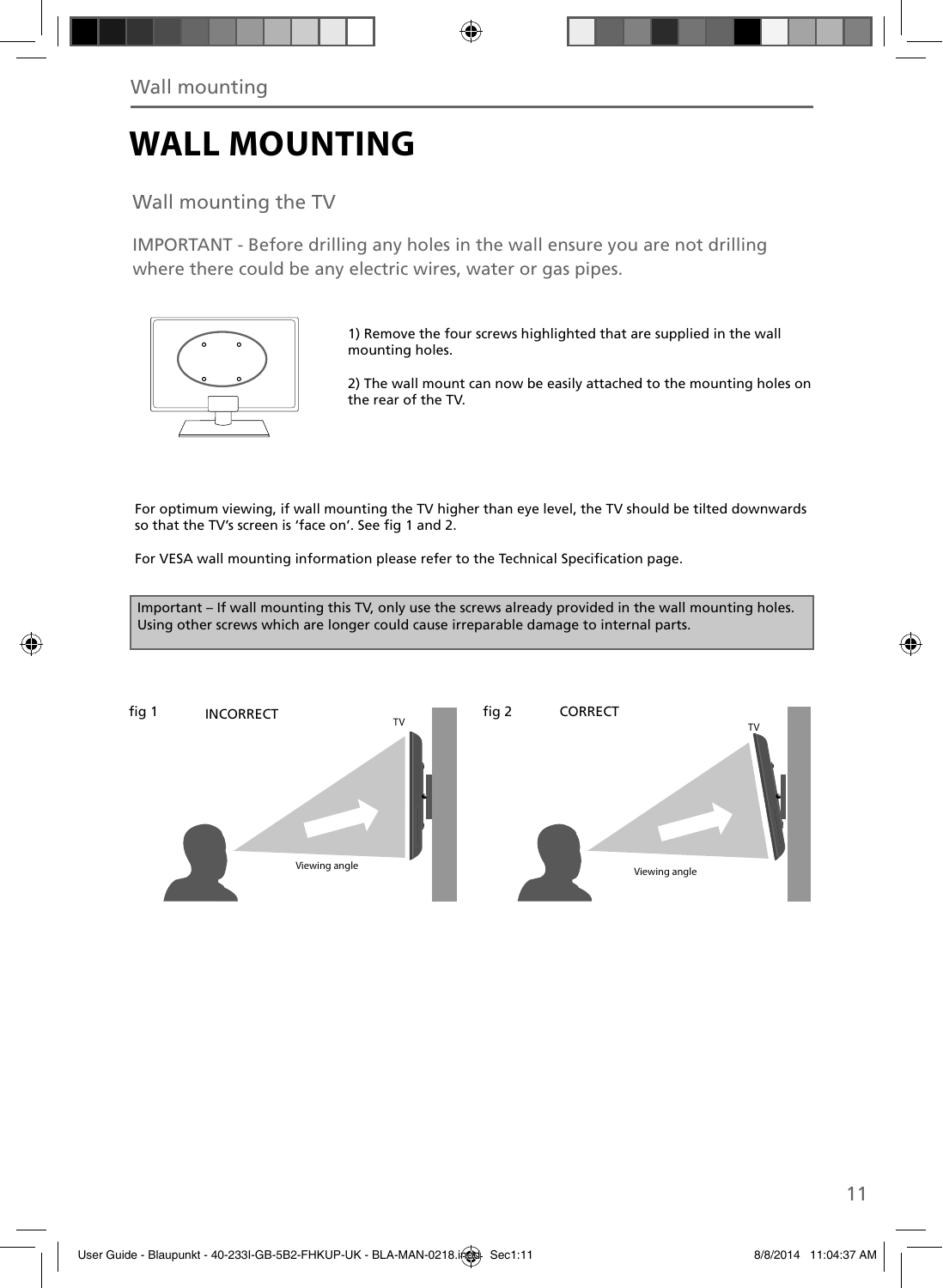# WALL MOUNTING

## Wall mounting the TV

IMPORTANT - Before drilling any holes in the wall ensure you are not drilling where there could be any electric wires, water or gas pipes.

1) Remove the four screws highlighted that are supplied in the wall mounting holes.

2) The wall mount can now be easily attached to the mounting holes on the rear of the TV.

For optimum viewing, if wall mounting the TV higher than eye level, the TV should be tilted downwards so that the TV's screen is 'face on'. See fig 1 and 2.

For VESA wall mounting information please refer to the Technical Specification page.

Important – If wall mounting this TV, only use the screws already provided in the wall mounting holes. Using other screws which are longer could cause irreparable damage to internal parts.

fig 1 INCORRECT

TV

Viewing angle

fig 2 CORRECT

TV

Viewing angle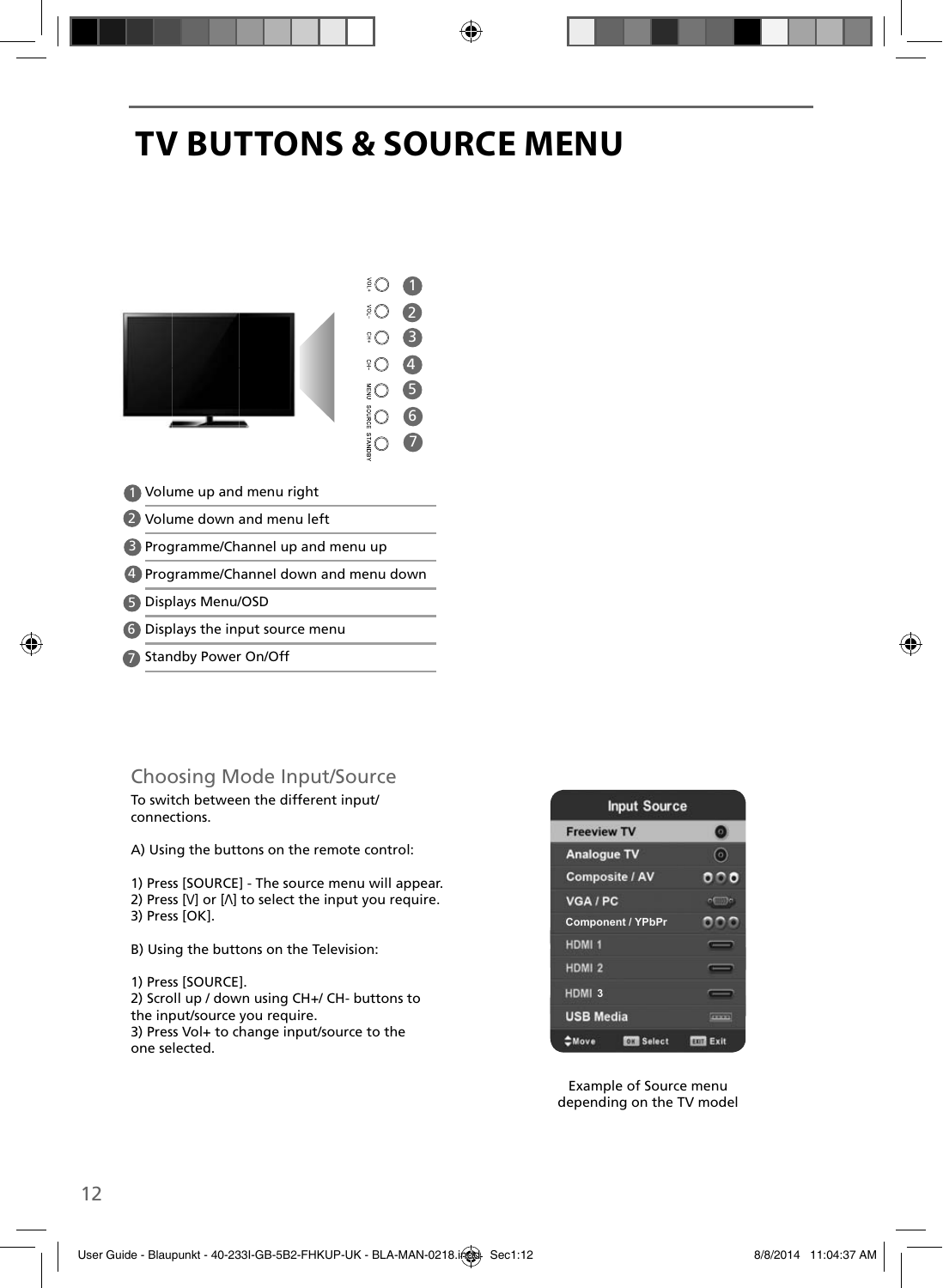# TV BUTTONS & SOURCE MENU

1. Volume up and menu right
2. Volume down and menu left
3. Programme/Channel up and menu up
4. Programme/Channel down and menu down
5. Displays Menu/OSD
6. Displays the input source menu
7. Standby Power On/Off

## Choosing Mode Input/Source

To switch between the different input/ connections.

A) Using the buttons on the remote control:

1) Press [SOURCE] - The source menu will appear.
2) Press [V] or [Λ] to select the input you require.
3) Press [OK].

B) Using the buttons on the Television:

1) Press [SOURCE].
2) Scroll up / down using CH+/ CH- buttons to the input/source you require.
3) Press Vol+ to change input/source to the one selected.

Example of Source menu depending on the TV model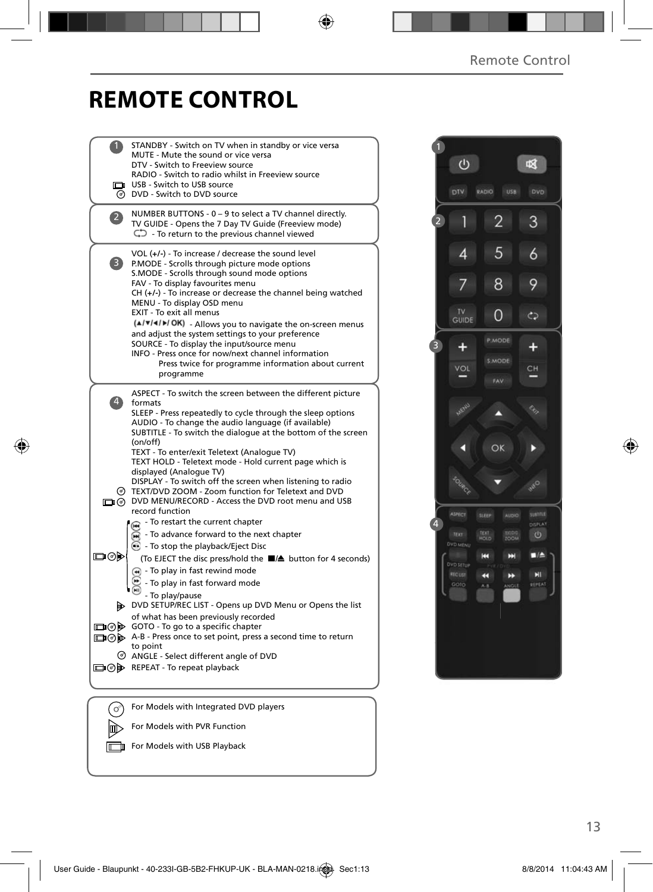# REMOTE CONTROL

**1**

- STANDBY - Switch on TV when in standby or vice versa
- MUTE - Mute the sound or vice versa
- DTV - Switch to Freeview source
- RADIO - Switch to radio whilst in Freeview source
- USB - Switch to USB source
- DVD - Switch to DVD source

**2**

- NUMBER BUTTONS - 0 – 9 to select a TV channel directly.
- TV GUIDE - Opens the 7 Day TV Guide (Freeview mode)
- - To return to the previous channel viewed

**3**

- VOL (+/-) - To increase / decrease the sound level
- P.MODE - Scrolls through picture mode options
- S.MODE - Scrolls through sound mode options
- FAV - To display favourites menu
- CH (+/-) - To increase or decrease the channel being watched
- MENU - To display OSD menu
- EXIT - To exit all menus
- (▲/▼/◄/►/ OK) - Allows you to navigate the on-screen menus and adjust the system settings to your preference
- SOURCE - To display the input/source menu
- INFO - Press once for now/next channel information
  Press twice for programme information about current programme

**4**

- ASPECT - To switch the screen between the different picture formats
- SLEEP - Press repeatedly to cycle through the sleep options
- AUDIO - To change the audio language (if available)
- SUBTITLE - To switch the dialogue at the bottom of the screen (on/off)
- TEXT - To enter/exit Teletext (Analogue TV)
- TEXT HOLD - Teletext mode - Hold current page which is displayed (Analogue TV)
- DISPLAY - To switch off the screen when listening to radio
- TEXT/DVD ZOOM - Zoom function for Teletext and DVD
- DVD MENU/RECORD - Access the DVD root menu and USB record function
- - To restart the current chapter
- - To advance forward to the next chapter
- - To stop the playback/Eject Disc
  (To EJECT the disc press/hold the ■/⏏ button for 4 seconds)
- - To play in fast rewind mode
- - To play in fast forward mode
- - To play/pause
- DVD SETUP/REC LIST - Opens up DVD Menu or Opens the list of what has been previously recorded
- GOTO - To go to a specific chapter
- A-B - Press once to set point, press a second time to return to point
- ANGLE - Select different angle of DVD
- REPEAT - To repeat playback

---

- For Models with Integrated DVD players
- For Models with PVR Function
- For Models with USB Playback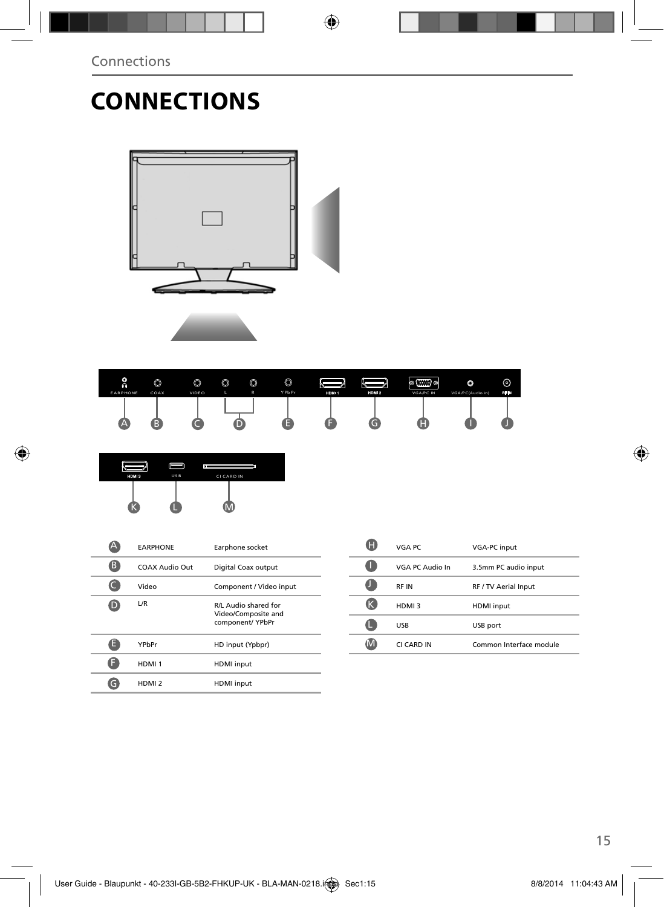# CONNECTIONS

| | | |
|---|---|---|
| A | EARPHONE | Earphone socket |
| B | COAX Audio Out | Digital Coax output |
| C | Video | Component / Video input |
| D | L/R | R/L Audio shared for Video/Composite and component/ YPbPr |
| E | YPbPr | HD input (Ypbpr) |
| F | HDMI 1 | HDMI input |
| G | HDMI 2 | HDMI input |

| | | |
|---|---|---|
| H | VGA PC | VGA-PC input |
| I | VGA PC Audio In | 3.5mm PC audio input |
| J | RF IN | RF / TV Aerial Input |
| K | HDMI 3 | HDMI input |
| L | USB | USB port |
| M | CI CARD IN | Common Interface module |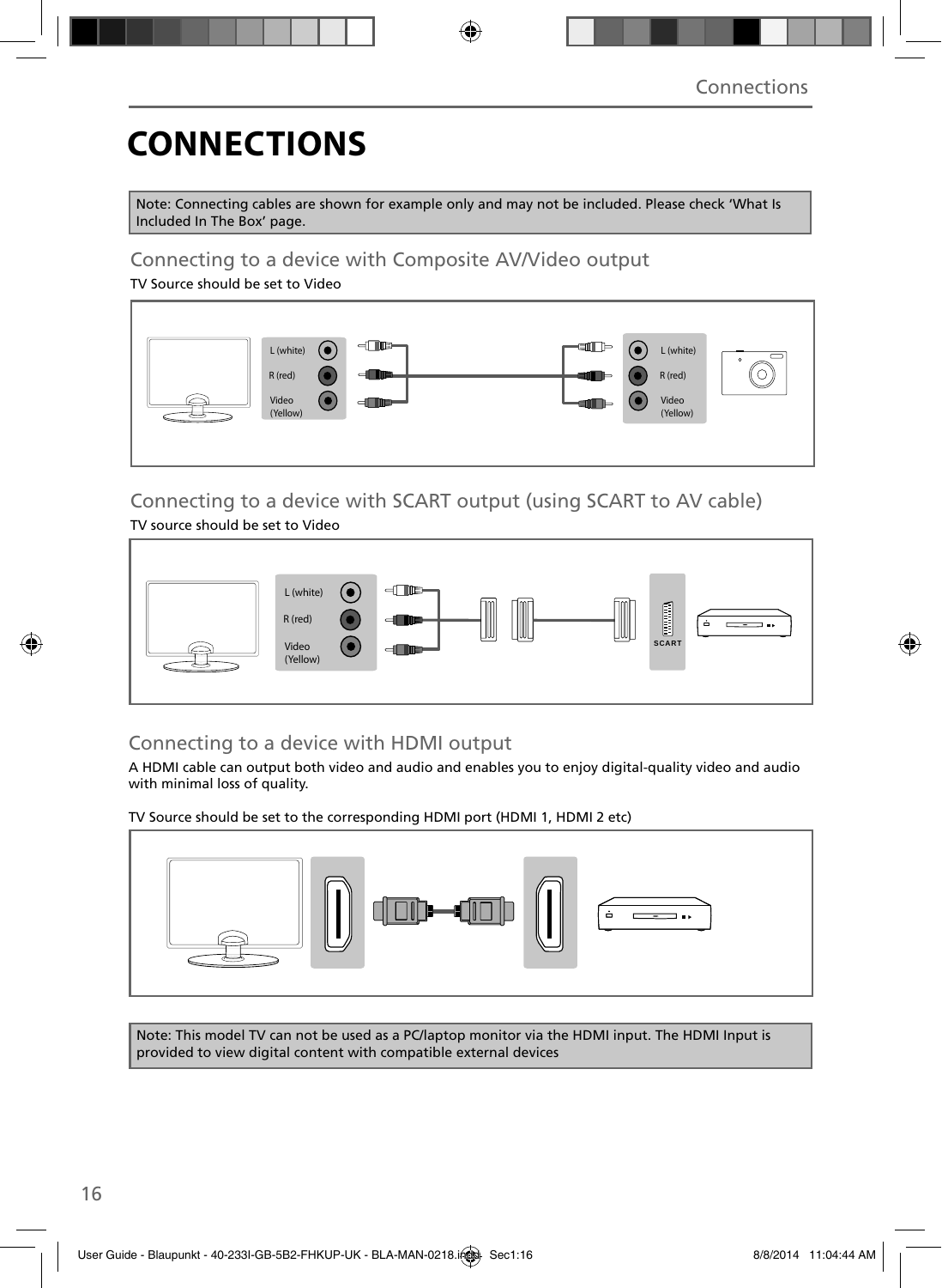# CONNECTIONS

Note: Connecting cables are shown for example only and may not be included. Please check 'What Is Included In The Box' page.

## Connecting to a device with Composite AV/Video output

TV Source should be set to Video

L (white)
R (red)
Video (Yellow)

L (white)
R (red)
Video (Yellow)

## Connecting to a device with SCART output (using SCART to AV cable)

TV source should be set to Video

L (white)
R (red)
Video (Yellow)

SCART

## Connecting to a device with HDMI output

A HDMI cable can output both video and audio and enables you to enjoy digital-quality video and audio with minimal loss of quality.

TV Source should be set to the corresponding HDMI port (HDMI 1, HDMI 2 etc)

Note: This model TV can not be used as a PC/laptop monitor via the HDMI input. The HDMI Input is provided to view digital content with compatible external devices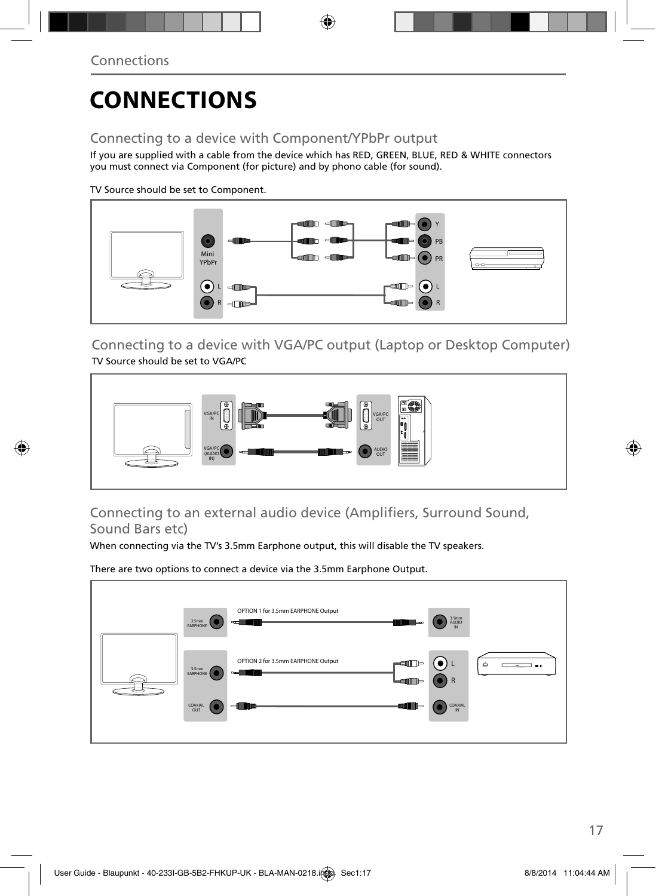# CONNECTIONS

## Connecting to a device with Component/YPbPr output

If you are supplied with a cable from the device which has RED, GREEN, BLUE, RED & WHITE connectors you must connect via Component (for picture) and by phono cable (for sound).

TV Source should be set to Component.

Mini YPbPr | L | R | Y | PB | PR | L | R

## Connecting to a device with VGA/PC output (Laptop or Desktop Computer)

TV Source should be set to VGA/PC

VGA/PC IN | VGA/PC (AUDIO IN) | VGA/PC OUT | AUDIO OUT

## Connecting to an external audio device (Amplifiers, Surround Sound, Sound Bars etc)

When connecting via the TV's 3.5mm Earphone output, this will disable the TV speakers.

There are two options to connect a device via the 3.5mm Earphone Output.

OPTION 1 for 3.5mm EARPHONE Output: 3.5mm EARPHONE | 3.5mm AUDIO IN

OPTION 2 for 3.5mm EARPHONE Output: 3.5mm EARPHONE | L | R

COAXIAL OUT | COAXIAL IN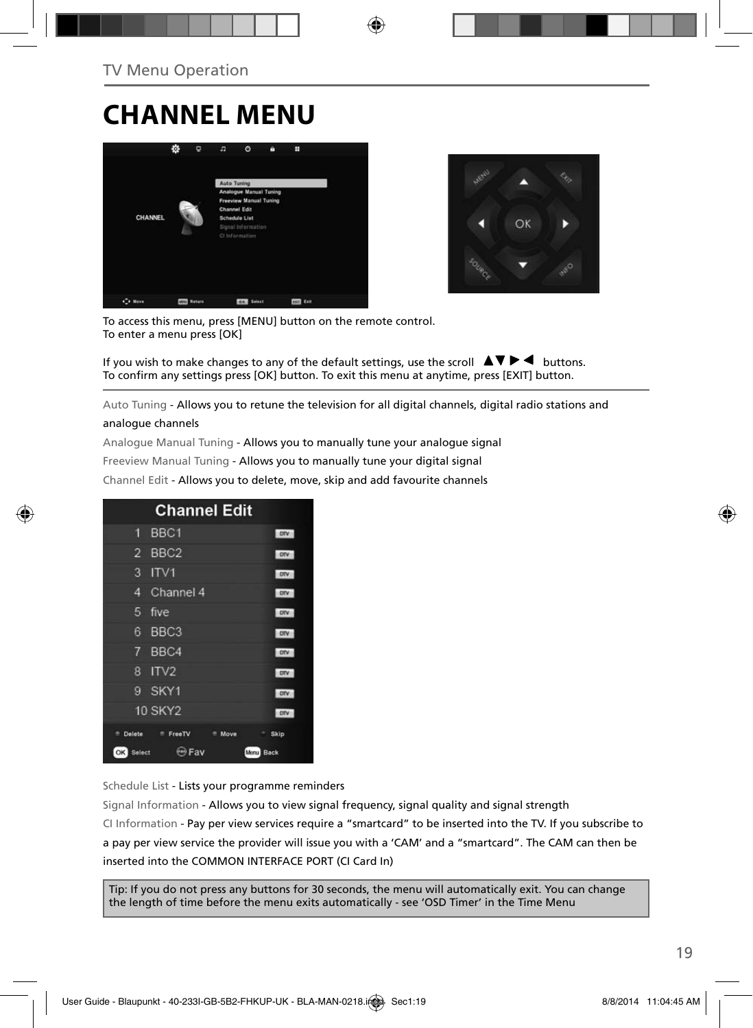TV Menu Operation

# CHANNEL MENU

To access this menu, press [MENU] button on the remote control.
To enter a menu press [OK]

If you wish to make changes to any of the default settings, use the scroll ▲▼ ▶ ◀ buttons.
To confirm any settings press [OK] button. To exit this menu at anytime, press [EXIT] button.

Auto Tuning - Allows you to retune the television for all digital channels, digital radio stations and analogue channels

Analogue Manual Tuning - Allows you to manually tune your analogue signal

Freeview Manual Tuning - Allows you to manually tune your digital signal

Channel Edit - Allows you to delete, move, skip and add favourite channels

Schedule List - Lists your programme reminders

Signal Information - Allows you to view signal frequency, signal quality and signal strength

CI Information - Pay per view services require a “smartcard” to be inserted into the TV. If you subscribe to a pay per view service the provider will issue you with a ‘CAM’ and a “smartcard”. The CAM can then be inserted into the COMMON INTERFACE PORT (CI Card In)

Tip: If you do not press any buttons for 30 seconds, the menu will automatically exit. You can change the length of time before the menu exits automatically - see ‘OSD Timer’ in the Time Menu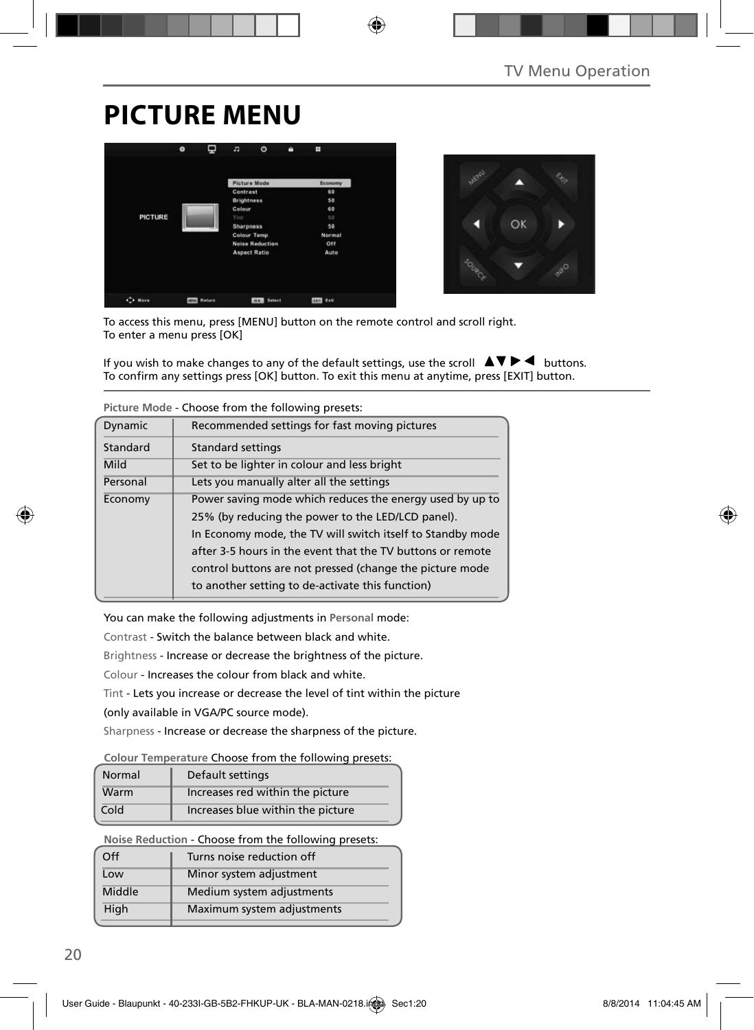# PICTURE MENU

To access this menu, press [MENU] button on the remote control and scroll right.
To enter a menu press [OK]

If you wish to make changes to any of the default settings, use the scroll ▲▼▶◀ buttons.
To confirm any settings press [OK] button. To exit this menu at anytime, press [EXIT] button.

**Picture Mode** - Choose from the following presets:

| | |
|---|---|
| Dynamic | Recommended settings for fast moving pictures |
| Standard | Standard settings |
| Mild | Set to be lighter in colour and less bright |
| Personal | Lets you manually alter all the settings |
| Economy | Power saving mode which reduces the energy used by up to 25% (by reducing the power to the LED/LCD panel). In Economy mode, the TV will switch itself to Standby mode after 3-5 hours in the event that the TV buttons or remote control buttons are not pressed (change the picture mode to another setting to de-activate this function) |

You can make the following adjustments in **Personal** mode:

**Contrast** - Switch the balance between black and white.

**Brightness** - Increase or decrease the brightness of the picture.

**Colour** - Increases the colour from black and white.

**Tint** - Lets you increase or decrease the level of tint within the picture (only available in VGA/PC source mode).

**Sharpness** - Increase or decrease the sharpness of the picture.

**Colour Temperature** Choose from the following presets:

| | |
|---|---|
| Normal | Default settings |
| Warm | Increases red within the picture |
| Cold | Increases blue within the picture |

**Noise Reduction** - Choose from the following presets:

| | |
|---|---|
| Off | Turns noise reduction off |
| Low | Minor system adjustment |
| Middle | Medium system adjustments |
| High | Maximum system adjustments |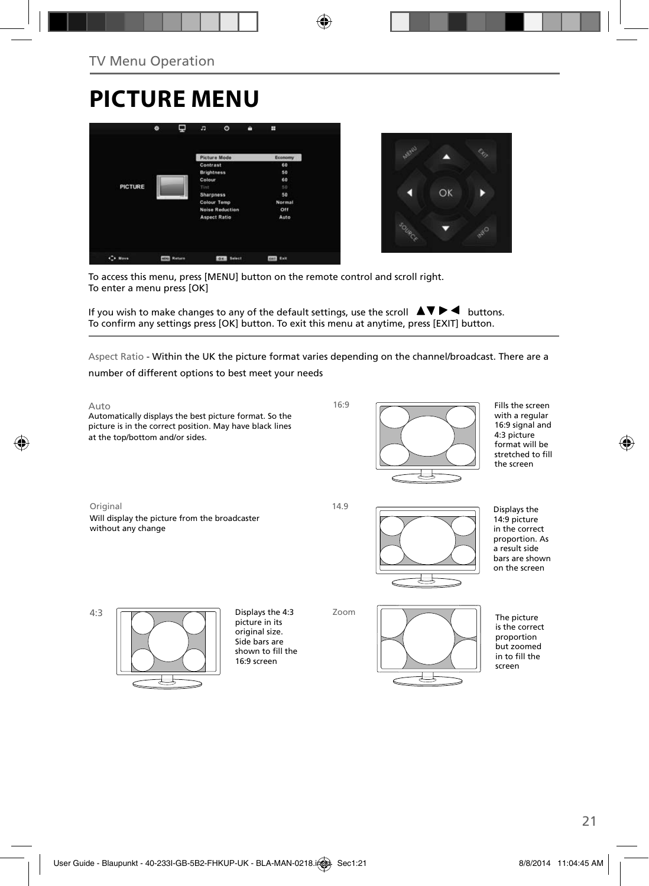## TV Menu Operation

# PICTURE MENU

To access this menu, press [MENU] button on the remote control and scroll right.
To enter a menu press [OK]

If you wish to make changes to any of the default settings, use the scroll ▲▼▶◀ buttons.
To confirm any settings press [OK] button. To exit this menu at anytime, press [EXIT] button.

Aspect Ratio - Within the UK the picture format varies depending on the channel/broadcast. There are a number of different options to best meet your needs

**Auto**
Automatically displays the best picture format. So the picture is in the correct position. May have black lines at the top/bottom and/or sides.

**16:9**
Fills the screen with a regular 16:9 signal and 4:3 picture format will be stretched to fill the screen

**Original**
Will display the picture from the broadcaster without any change

**14.9**
Displays the 14:9 picture in the correct proportion. As a result side bars are shown on the screen

**4:3**
Displays the 4:3 picture in its original size. Side bars are shown to fill the 16:9 screen

**Zoom**
The picture is the correct proportion but zoomed in to fill the screen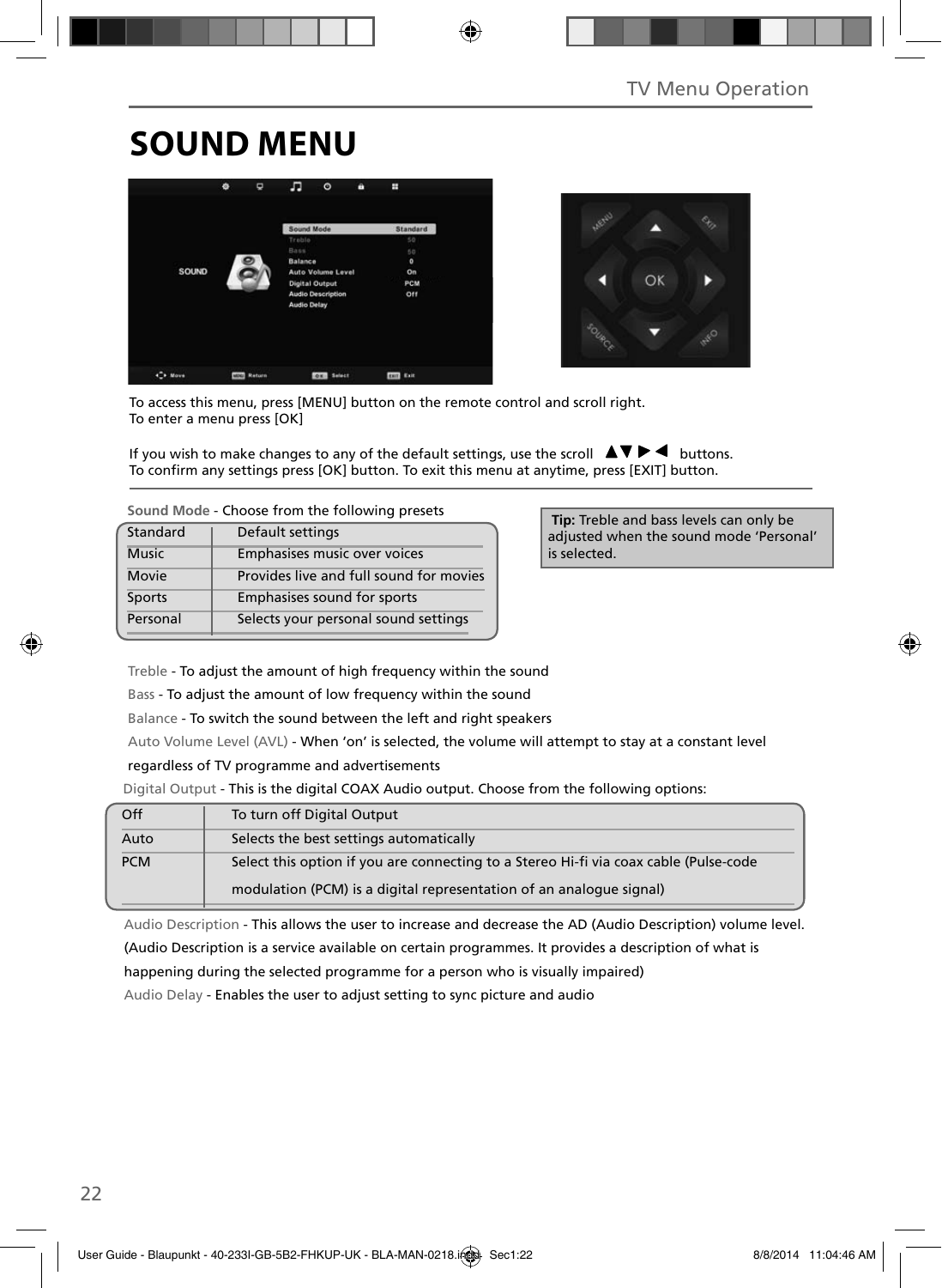# SOUND MENU

To access this menu, press [MENU] button on the remote control and scroll right.
To enter a menu press [OK]

If you wish to make changes to any of the default settings, use the scroll ▲▼▶◀ buttons.
To confirm any settings press [OK] button. To exit this menu at anytime, press [EXIT] button.

**Sound Mode** - Choose from the following presets

| Standard | Default settings |
|---|---|
| Music | Emphasises music over voices |
| Movie | Provides live and full sound for movies |
| Sports | Emphasises sound for sports |
| Personal | Selects your personal sound settings |

**Tip:** Treble and bass levels can only be adjusted when the sound mode 'Personal' is selected.

Treble - To adjust the amount of high frequency within the sound

Bass - To adjust the amount of low frequency within the sound

Balance - To switch the sound between the left and right speakers

Auto Volume Level (AVL) - When 'on' is selected, the volume will attempt to stay at a constant level regardless of TV programme and advertisements

Digital Output - This is the digital COAX Audio output. Choose from the following options:

| Off | To turn off Digital Output |
|---|---|
| Auto | Selects the best settings automatically |
| PCM | Select this option if you are connecting to a Stereo Hi-fi via coax cable (Pulse-code modulation (PCM) is a digital representation of an analogue signal) |

Audio Description - This allows the user to increase and decrease the AD (Audio Description) volume level. (Audio Description is a service available on certain programmes. It provides a description of what is happening during the selected programme for a person who is visually impaired)

Audio Delay - Enables the user to adjust setting to sync picture and audio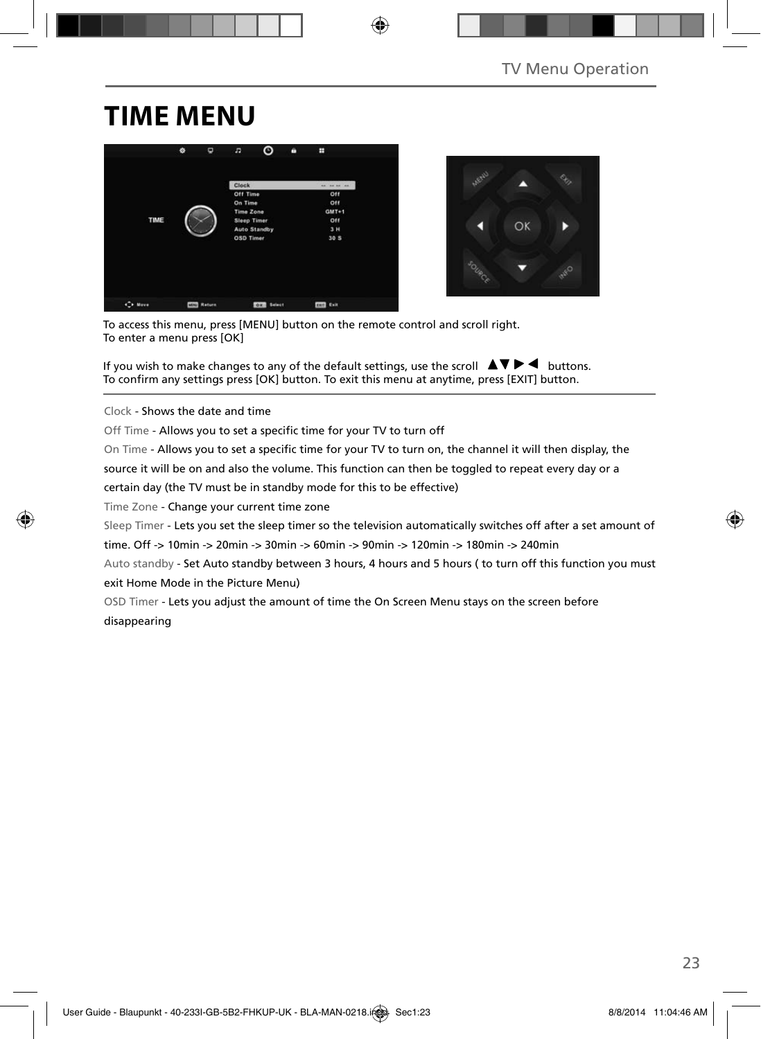# TIME MENU

To access this menu, press [MENU] button on the remote control and scroll right.
To enter a menu press [OK]

If you wish to make changes to any of the default settings, use the scroll ▲▼▶◀ buttons.
To confirm any settings press [OK] button. To exit this menu at anytime, press [EXIT] button.

Clock - Shows the date and time

Off Time - Allows you to set a specific time for your TV to turn off

On Time - Allows you to set a specific time for your TV to turn on, the channel it will then display, the source it will be on and also the volume. This function can then be toggled to repeat every day or a certain day (the TV must be in standby mode for this to be effective)

Time Zone - Change your current time zone

Sleep Timer - Lets you set the sleep timer so the television automatically switches off after a set amount of time. Off -> 10min -> 20min -> 30min -> 60min -> 90min -> 120min -> 180min -> 240min

Auto standby - Set Auto standby between 3 hours, 4 hours and 5 hours ( to turn off this function you must exit Home Mode in the Picture Menu)

OSD Timer - Lets you adjust the amount of time the On Screen Menu stays on the screen before disappearing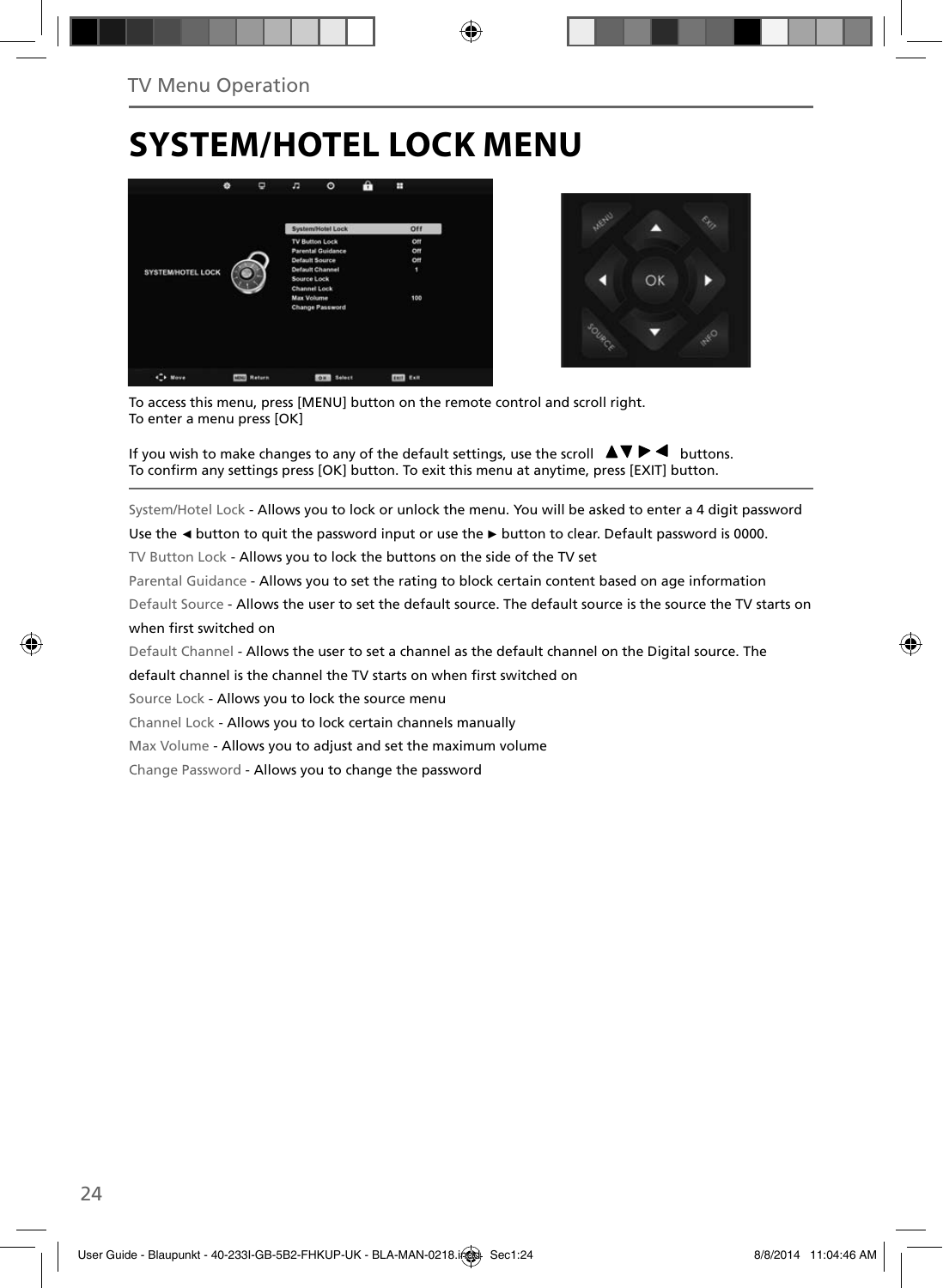TV Menu Operation

# SYSTEM/HOTEL LOCK MENU

To access this menu, press [MENU] button on the remote control and scroll right.
To enter a menu press [OK]

If you wish to make changes to any of the default settings, use the scroll ▲▼ ▶ ◀ buttons.
To confirm any settings press [OK] button. To exit this menu at anytime, press [EXIT] button.

System/Hotel Lock - Allows you to lock or unlock the menu. You will be asked to enter a 4 digit password Use the ◄ button to quit the password input or use the ► button to clear. Default password is 0000.

TV Button Lock - Allows you to lock the buttons on the side of the TV set

Parental Guidance - Allows you to set the rating to block certain content based on age information

Default Source - Allows the user to set the default source. The default source is the source the TV starts on when first switched on

Default Channel - Allows the user to set a channel as the default channel on the Digital source. The default channel is the channel the TV starts on when first switched on

Source Lock - Allows you to lock the source menu

Channel Lock - Allows you to lock certain channels manually

Max Volume - Allows you to adjust and set the maximum volume

Change Password - Allows you to change the password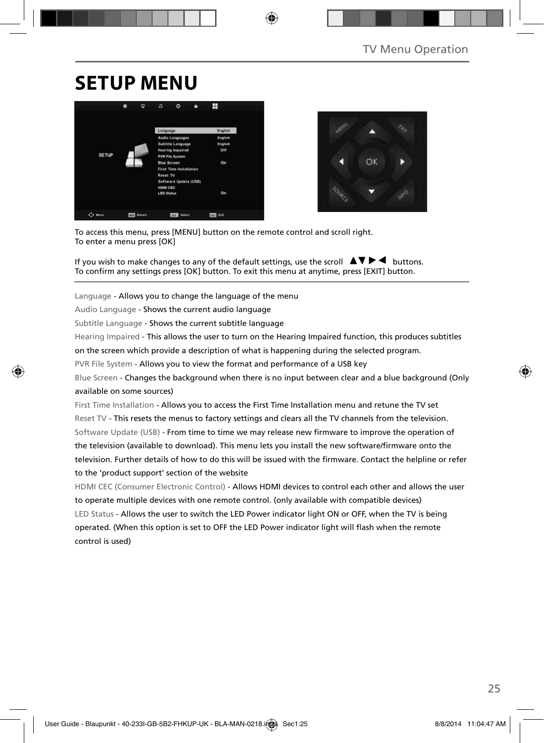# SETUP MENU

To access this menu, press [MENU] button on the remote control and scroll right.
To enter a menu press [OK]

If you wish to make changes to any of the default settings, use the scroll ▲▼▶◀ buttons.
To confirm any settings press [OK] button. To exit this menu at anytime, press [EXIT] button.

Language - Allows you to change the language of the menu

Audio Language - Shows the current audio language

Subtitle Language - Shows the current subtitle language

Hearing Impaired - This allows the user to turn on the Hearing Impaired function, this produces subtitles on the screen which provide a description of what is happening during the selected program.

PVR File System - Allows you to view the format and performance of a USB key

Blue Screen - Changes the background when there is no input between clear and a blue background (Only available on some sources)

First Time Installation - Allows you to access the First Time Installation menu and retune the TV set

Reset TV - This resets the menus to factory settings and clears all the TV channels from the television.

Software Update (USB) - From time to time we may release new firmware to improve the operation of the television (available to download). This menu lets you install the new software/firmware onto the television. Further details of how to do this will be issued with the firmware. Contact the helpline or refer to the 'product support' section of the website

HDMI CEC (Consumer Electronic Control) - Allows HDMI devices to control each other and allows the user to operate multiple devices with one remote control. (only available with compatible devices)

LED Status - Allows the user to switch the LED Power indicator light ON or OFF, when the TV is being operated. (When this option is set to OFF the LED Power indicator light will flash when the remote control is used)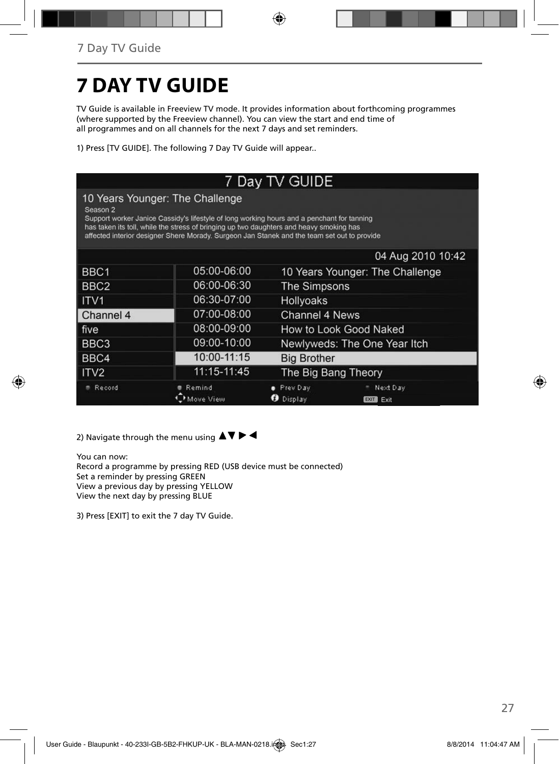# 7 DAY TV GUIDE

TV Guide is available in Freeview TV mode. It provides information about forthcoming programmes (where supported by the Freeview channel). You can view the start and end time of all programmes and on all channels for the next 7 days and set reminders.

1) Press [TV GUIDE]. The following 7 Day TV Guide will appear..

2) Navigate through the menu using ▲▼ ► ◄

You can now:
Record a programme by pressing RED (USB device must be connected)
Set a reminder by pressing GREEN
View a previous day by pressing YELLOW
View the next day by pressing BLUE

3) Press [EXIT] to exit the 7 day TV Guide.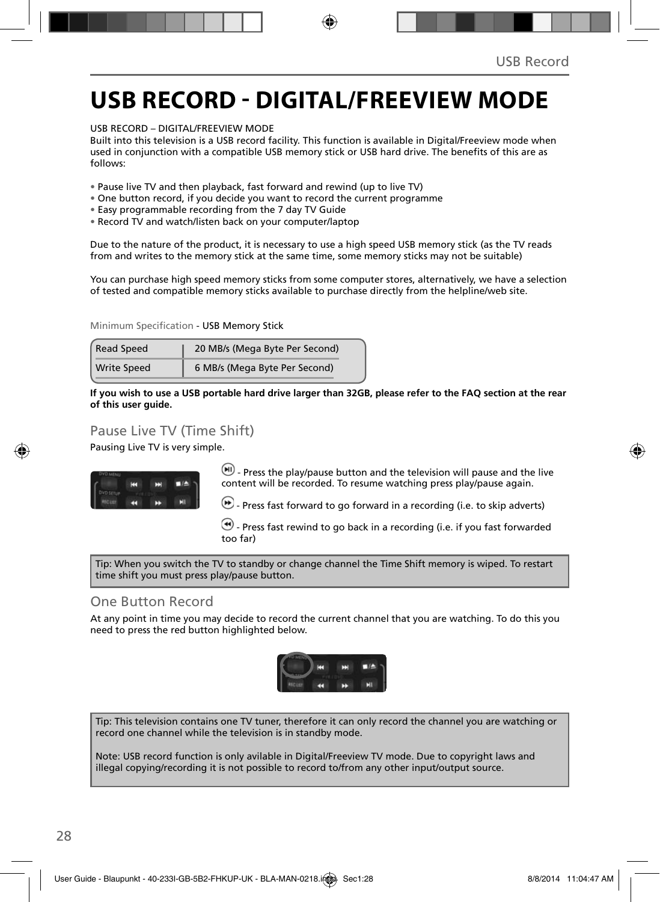# USB RECORD - DIGITAL/FREEVIEW MODE

USB RECORD – DIGITAL/FREEVIEW MODE
Built into this television is a USB record facility. This function is available in Digital/Freeview mode when used in conjunction with a compatible USB memory stick or USB hard drive. The benefits of this are as follows:

- Pause live TV and then playback, fast forward and rewind (up to live TV)
- One button record, if you decide you want to record the current programme
- Easy programmable recording from the 7 day TV Guide
- Record TV and watch/listen back on your computer/laptop

Due to the nature of the product, it is necessary to use a high speed USB memory stick (as the TV reads from and writes to the memory stick at the same time, some memory sticks may not be suitable)

You can purchase high speed memory sticks from some computer stores, alternatively, we have a selection of tested and compatible memory sticks available to purchase directly from the helpline/web site.

Minimum Specification - USB Memory Stick

| Read Speed | 20 MB/s (Mega Byte Per Second) |
|---|---|
| Write Speed | 6 MB/s (Mega Byte Per Second) |

**If you wish to use a USB portable hard drive larger than 32GB, please refer to the FAQ section at the rear of this user guide.**

## Pause Live TV (Time Shift)

Pausing Live TV is very simple.

- Press the play/pause button and the television will pause and the live content will be recorded. To resume watching press play/pause again.

- Press fast forward to go forward in a recording (i.e. to skip adverts)

- Press fast rewind to go back in a recording (i.e. if you fast forwarded too far)

Tip: When you switch the TV to standby or change channel the Time Shift memory is wiped. To restart time shift you must press play/pause button.

## One Button Record

At any point in time you may decide to record the current channel that you are watching. To do this you need to press the red button highlighted below.

Tip: This television contains one TV tuner, therefore it can only record the channel you are watching or record one channel while the television is in standby mode.

Note: USB record function is only avilable in Digital/Freeview TV mode. Due to copyright laws and illegal copying/recording it is not possible to record to/from any other input/output source.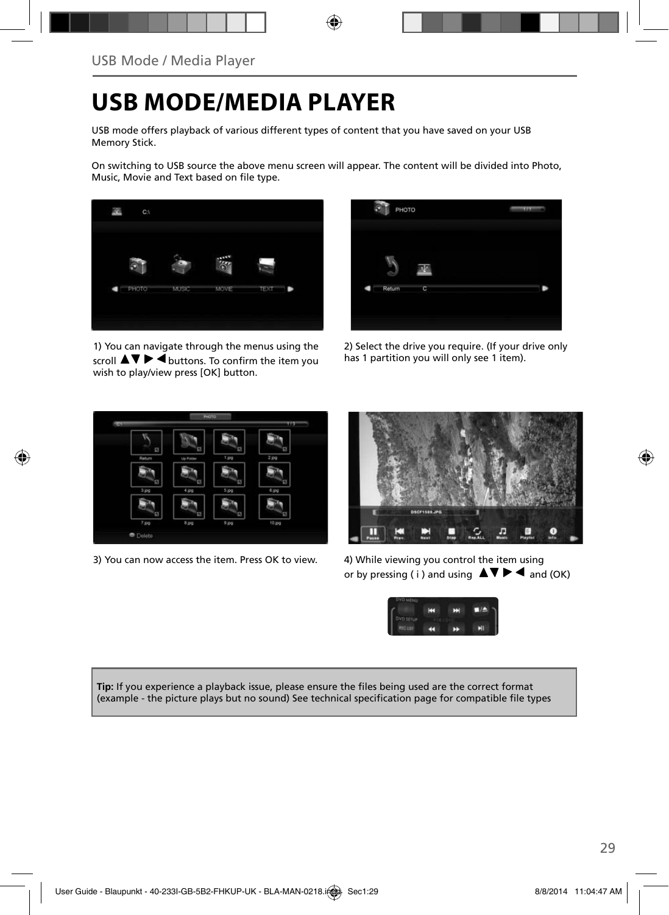# USB MODE/MEDIA PLAYER

USB mode offers playback of various different types of content that you have saved on your USB Memory Stick.

On switching to USB source the above menu screen will appear. The content will be divided into Photo, Music, Movie and Text based on file type.

1) You can navigate through the menus using the scroll ▲▼ ▶ ◀ buttons. To confirm the item you wish to play/view press [OK] button.

2) Select the drive you require. (If your drive only has 1 partition you will only see 1 item).

3) You can now access the item. Press OK to view.

4) While viewing you control the item using or by pressing ( i ) and using ▲▼ ▶ ◀ and (OK)

**Tip:** If you experience a playback issue, please ensure the files being used are the correct format (example - the picture plays but no sound) See technical specification page for compatible file types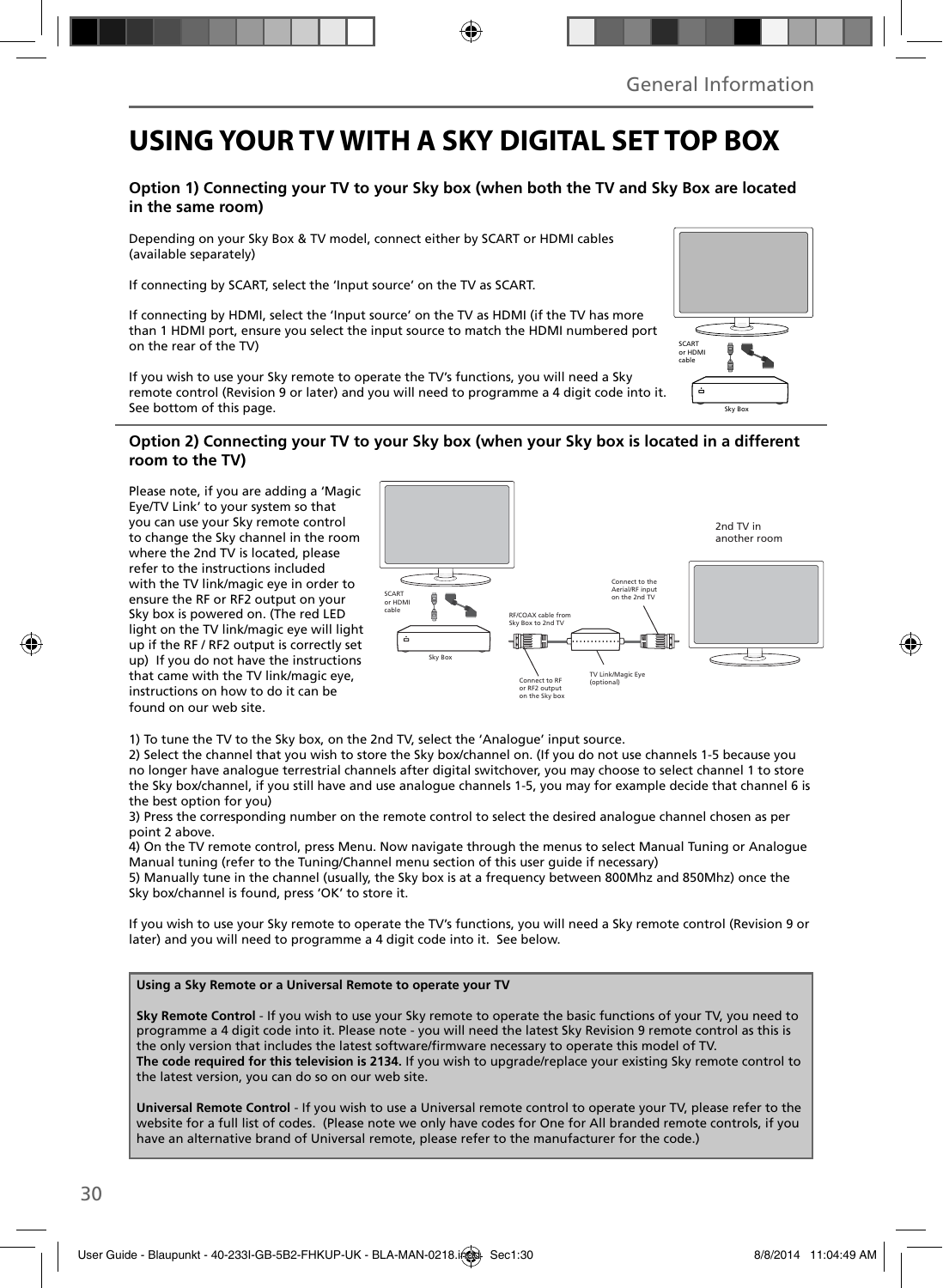# USING YOUR TV WITH A SKY DIGITAL SET TOP BOX

### Option 1) Connecting your TV to your Sky box (when both the TV and Sky Box are located in the same room)

Depending on your Sky Box & TV model, connect either by SCART or HDMI cables (available separately)

If connecting by SCART, select the 'Input source' on the TV as SCART.

If connecting by HDMI, select the 'Input source' on the TV as HDMI (if the TV has more than 1 HDMI port, ensure you select the input source to match the HDMI numbered port on the rear of the TV)

If you wish to use your Sky remote to operate the TV's functions, you will need a Sky remote control (Revision 9 or later) and you will need to programme a 4 digit code into it. See bottom of this page.

SCART or HDMI cable

Sky Box

### Option 2) Connecting your TV to your Sky box (when your Sky box is located in a different room to the TV)

Please note, if you are adding a 'Magic Eye/TV Link' to your system so that you can use your Sky remote control to change the Sky channel in the room where the 2nd TV is located, please refer to the instructions included with the TV link/magic eye in order to ensure the RF or RF2 output on your Sky box is powered on. (The red LED light on the TV link/magic eye will light up if the RF / RF2 output is correctly set up) If you do not have the instructions that came with the TV link/magic eye, instructions on how to do it can be found on our web site.

SCART or HDMI cable

Sky Box

RF/COAX cable from Sky Box to 2nd TV

Connect to RF or RF2 output on the Sky box

TV Link/Magic Eye (optional)

Connect to the Aerial/RF input on the 2nd TV

2nd TV in another room

1) To tune the TV to the Sky box, on the 2nd TV, select the 'Analogue' input source.
2) Select the channel that you wish to store the Sky box/channel on. (If you do not use channels 1-5 because you no longer have analogue terrestrial channels after digital switchover, you may choose to select channel 1 to store the Sky box/channel, if you still have and use analogue channels 1-5, you may for example decide that channel 6 is the best option for you)
3) Press the corresponding number on the remote control to select the desired analogue channel chosen as per point 2 above.
4) On the TV remote control, press Menu. Now navigate through the menus to select Manual Tuning or Analogue Manual tuning (refer to the Tuning/Channel menu section of this user guide if necessary)
5) Manually tune in the channel (usually, the Sky box is at a frequency between 800Mhz and 850Mhz) once the Sky box/channel is found, press 'OK' to store it.

If you wish to use your Sky remote to operate the TV's functions, you will need a Sky remote control (Revision 9 or later) and you will need to programme a 4 digit code into it. See below.

**Using a Sky Remote or a Universal Remote to operate your TV**

**Sky Remote Control** - If you wish to use your Sky remote to operate the basic functions of your TV, you need to programme a 4 digit code into it. Please note - you will need the latest Sky Revision 9 remote control as this is the only version that includes the latest software/firmware necessary to operate this model of TV.
**The code required for this television is 2134.** If you wish to upgrade/replace your existing Sky remote control to the latest version, you can do so on our web site.

**Universal Remote Control** - If you wish to use a Universal remote control to operate your TV, please refer to the website for a full list of codes. (Please note we only have codes for One for All branded remote controls, if you have an alternative brand of Universal remote, please refer to the manufacturer for the code.)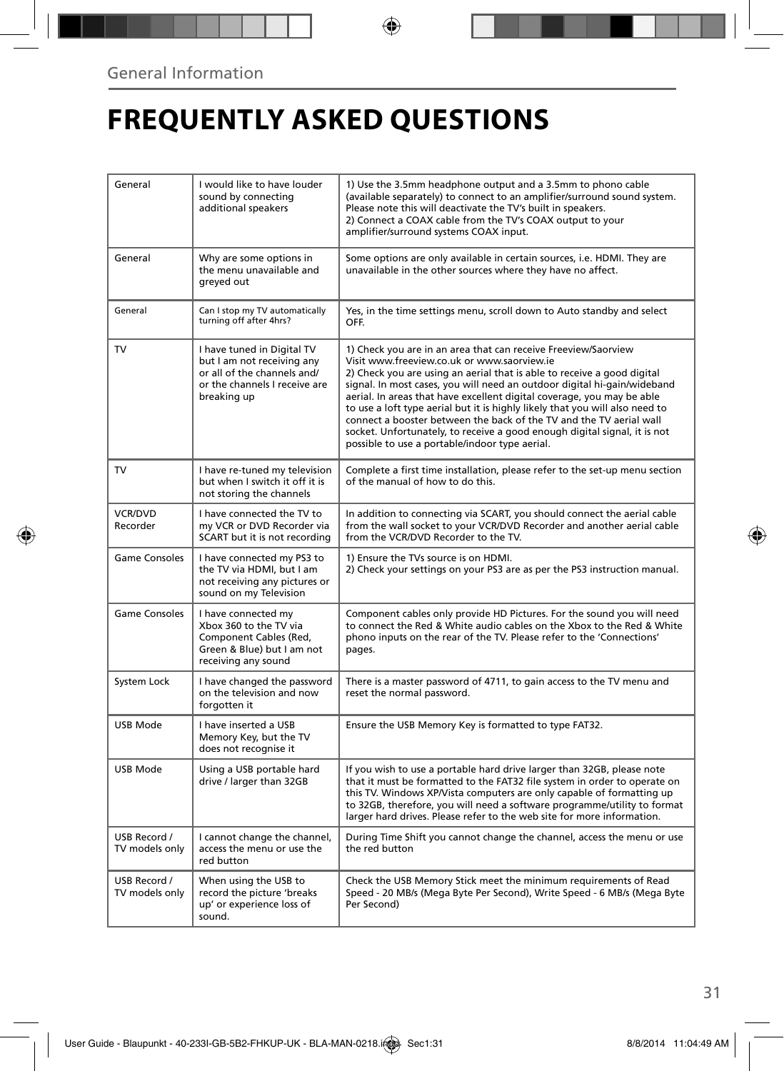General Information

# FREQUENTLY ASKED QUESTIONS

| | | |
|---|---|---|
| General | I would like to have louder sound by connecting additional speakers | 1) Use the 3.5mm headphone output and a 3.5mm to phono cable (available separately) to connect to an amplifier/surround sound system. Please note this will deactivate the TV's built in speakers.<br>2) Connect a COAX cable from the TV's COAX output to your amplifier/surround systems COAX input. |
| General | Why are some options in the menu unavailable and greyed out | Some options are only available in certain sources, i.e. HDMI. They are unavailable in the other sources where they have no affect. |
| General | Can I stop my TV automatically turning off after 4hrs? | Yes, in the time settings menu, scroll down to Auto standby and select OFF. |
| TV | I have tuned in Digital TV but I am not receiving any or all of the channels and/ or the channels I receive are breaking up | 1) Check you are in an area that can receive Freeview/Saorview Visit www.freeview.co.uk or www.saorview.ie<br>2) Check you are using an aerial that is able to receive a good digital signal. In most cases, you will need an outdoor digital hi-gain/wideband aerial. In areas that have excellent digital coverage, you may be able to use a loft type aerial but it is highly likely that you will also need to connect a booster between the back of the TV and the TV aerial wall socket. Unfortunately, to receive a good enough digital signal, it is not possible to use a portable/indoor type aerial. |
| TV | I have re-tuned my television but when I switch it off it is not storing the channels | Complete a first time installation, please refer to the set-up menu section of the manual of how to do this. |
| VCR/DVD Recorder | I have connected the TV to my VCR or DVD Recorder via SCART but it is not recording | In addition to connecting via SCART, you should connect the aerial cable from the wall socket to your VCR/DVD Recorder and another aerial cable from the VCR/DVD Recorder to the TV. |
| Game Consoles | I have connected my PS3 to the TV via HDMI, but I am not receiving any pictures or sound on my Television | 1) Ensure the TVs source is on HDMI.<br>2) Check your settings on your PS3 are as per the PS3 instruction manual. |
| Game Consoles | I have connected my Xbox 360 to the TV via Component Cables (Red, Green & Blue) but I am not receiving any sound | Component cables only provide HD Pictures. For the sound you will need to connect the Red & White audio cables on the Xbox to the Red & White phono inputs on the rear of the TV. Please refer to the 'Connections' pages. |
| System Lock | I have changed the password on the television and now forgotten it | There is a master password of 4711, to gain access to the TV menu and reset the normal password. |
| USB Mode | I have inserted a USB Memory Key, but the TV does not recognise it | Ensure the USB Memory Key is formatted to type FAT32. |
| USB Mode | Using a USB portable hard drive / larger than 32GB | If you wish to use a portable hard drive larger than 32GB, please note that it must be formatted to the FAT32 file system in order to operate on this TV. Windows XP/Vista computers are only capable of formatting up to 32GB, therefore, you will need a software programme/utility to format larger hard drives. Please refer to the web site for more information. |
| USB Record / TV models only | I cannot change the channel, access the menu or use the red button | During Time Shift you cannot change the channel, access the menu or use the red button |
| USB Record / TV models only | When using the USB to record the picture 'breaks up' or experience loss of sound. | Check the USB Memory Stick meet the minimum requirements of Read Speed - 20 MB/s (Mega Byte Per Second), Write Speed - 6 MB/s (Mega Byte Per Second) |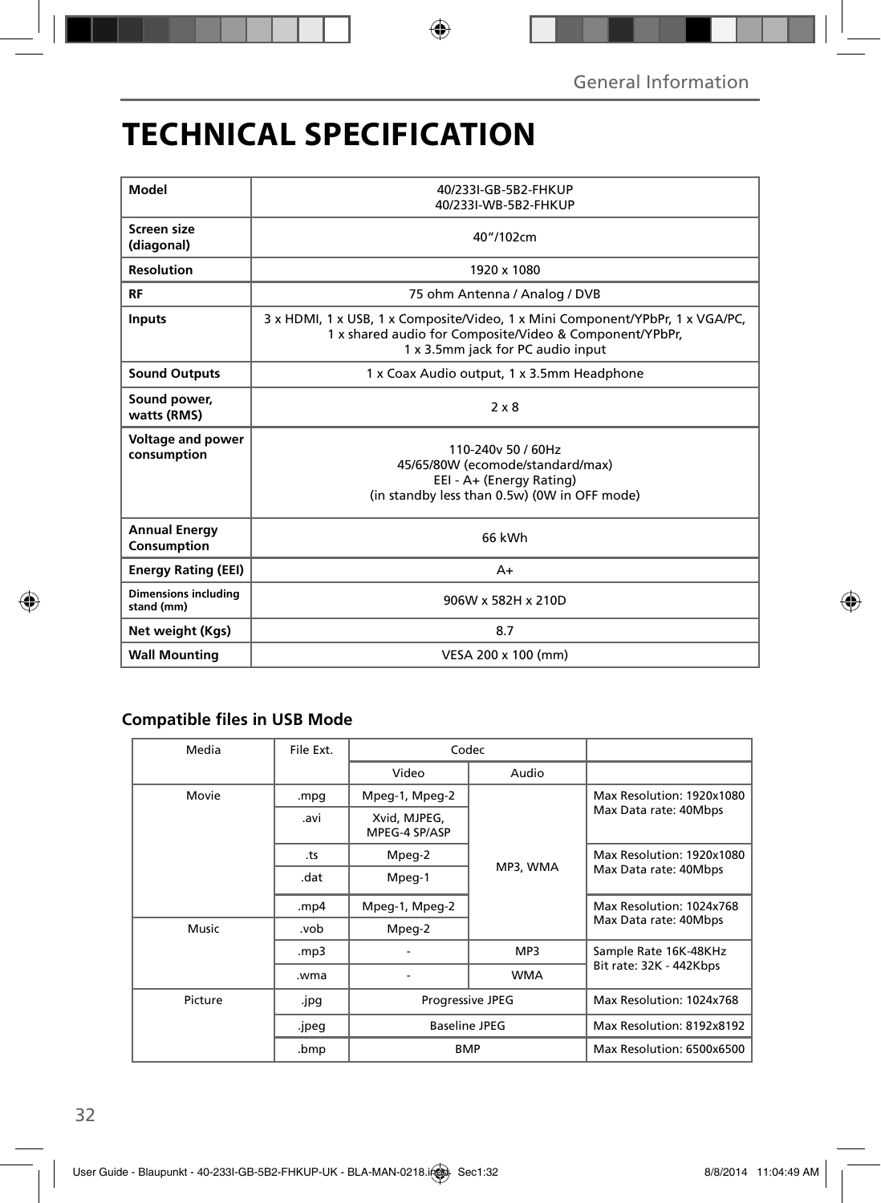# TECHNICAL SPECIFICATION

| Model | 40/233I-GB-5B2-FHKUP<br>40/233I-WB-5B2-FHKUP |
|---|---|
| Screen size (diagonal) | 40"/102cm |
| Resolution | 1920 x 1080 |
| RF | 75 ohm Antenna / Analog / DVB |
| Inputs | 3 x HDMI, 1 x USB, 1 x Composite/Video, 1 x Mini Component/YPbPr, 1 x VGA/PC,<br>1 x shared audio for Composite/Video & Component/YPbPr,<br>1 x 3.5mm jack for PC audio input |
| Sound Outputs | 1 x Coax Audio output, 1 x 3.5mm Headphone |
| Sound power, watts (RMS) | 2 x 8 |
| Voltage and power consumption | 110-240v 50 / 60Hz<br>45/65/80W (ecomode/standard/max)<br>EEI - A+ (Energy Rating)<br>(in standby less than 0.5w) (0W in OFF mode) |
| Annual Energy Consumption | 66 kWh |
| Energy Rating (EEI) | A+ |
| Dimensions including stand (mm) | 906W x 582H x 210D |
| Net weight (Kgs) | 8.7 |
| Wall Mounting | VESA 200 x 100 (mm) |

## Compatible files in USB Mode

| Media | File Ext. | Codec | | |
|---|---|---|---|---|
| | | Video | Audio | |
| Movie | .mpg | Mpeg-1, Mpeg-2 | MP3, WMA | Max Resolution: 1920x1080<br>Max Data rate: 40Mbps |
| | .avi | Xvid, MJPEG, MPEG-4 SP/ASP | | |
| | .ts | Mpeg-2 | | Max Resolution: 1920x1080<br>Max Data rate: 40Mbps |
| | .dat | Mpeg-1 | | |
| | .mp4 | Mpeg-1, Mpeg-2 | | Max Resolution: 1024x768<br>Max Data rate: 40Mbps |
| Music | .vob | Mpeg-2 | | |
| | .mp3 | - | MP3 | Sample Rate 16K-48KHz<br>Bit rate: 32K - 442Kbps |
| | .wma | - | WMA | |
| Picture | .jpg | Progressive JPEG | | Max Resolution: 1024x768 |
| | .jpeg | Baseline JPEG | | Max Resolution: 8192x8192 |
| | .bmp | BMP | | Max Resolution: 6500x6500 |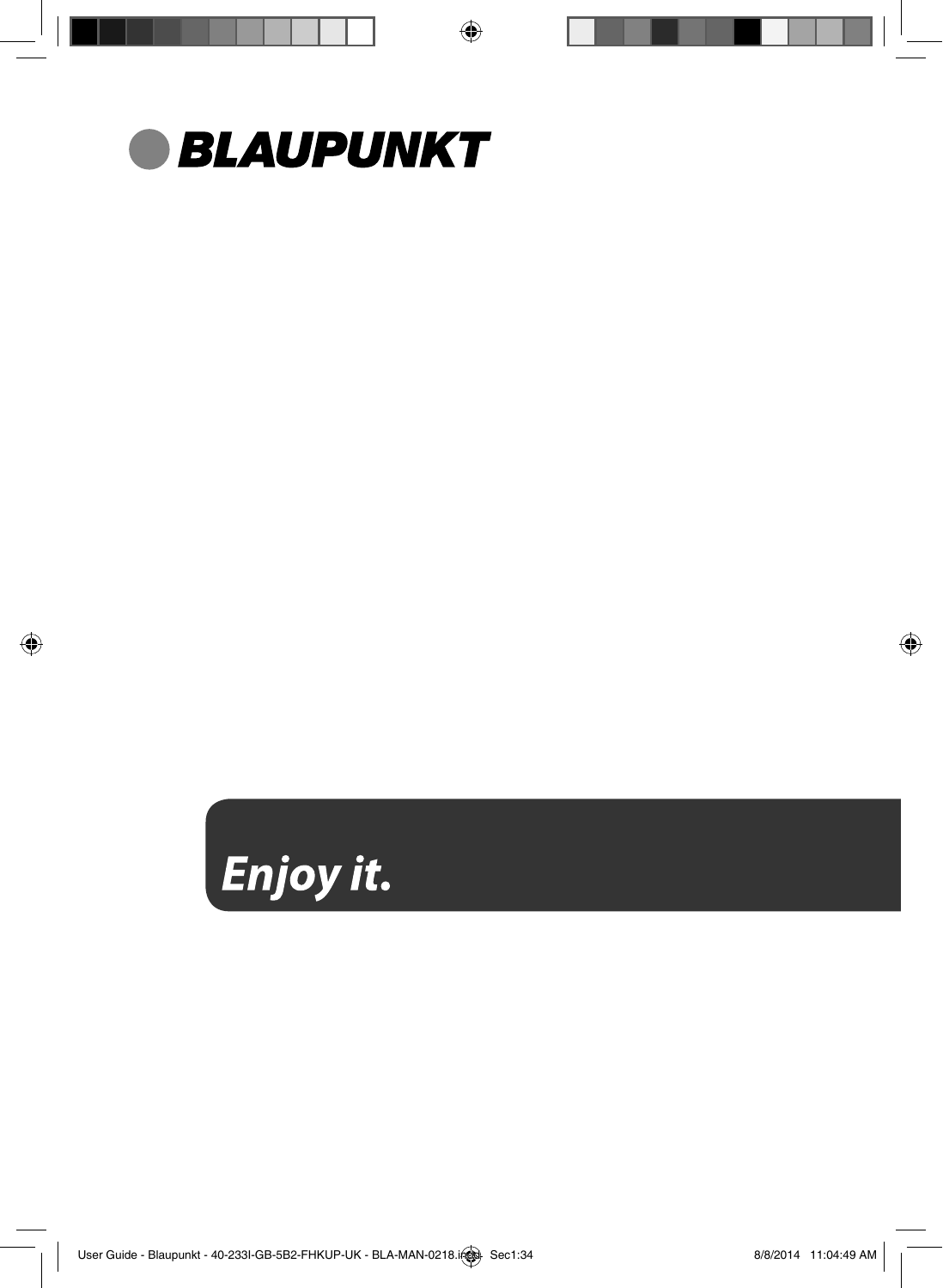BLAUPUNKT

*Enjoy it.*